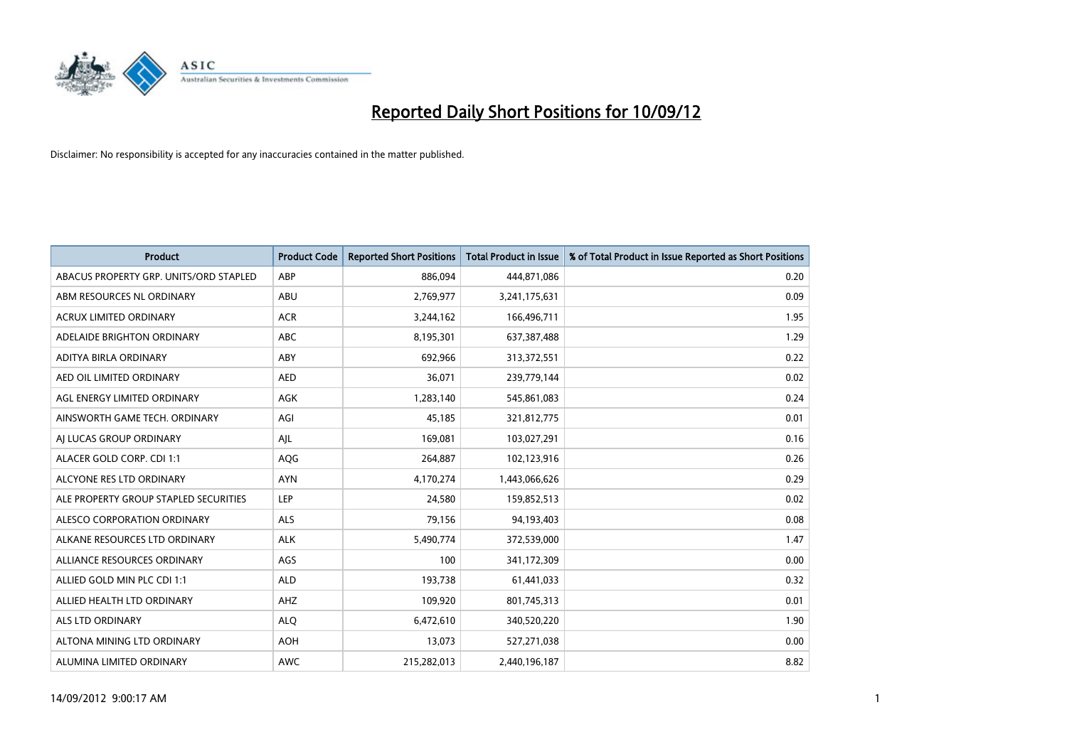# Reported Daily Short Positions for 10/09/12

Disclaimer: No responsibility is accepted for any inaccuracies contained in the matter published.

| Product | Product Code | Reported Short Positions | Total Product in Issue | % of Total Product in Issue Reported as Short Positions |
|---|---|---|---|---|
| ABACUS PROPERTY GRP. UNITS/ORD STAPLED | ABP | 886,094 | 444,871,086 | 0.20 |
| ABM RESOURCES NL ORDINARY | ABU | 2,769,977 | 3,241,175,631 | 0.09 |
| ACRUX LIMITED ORDINARY | ACR | 3,244,162 | 166,496,711 | 1.95 |
| ADELAIDE BRIGHTON ORDINARY | ABC | 8,195,301 | 637,387,488 | 1.29 |
| ADITYA BIRLA ORDINARY | ABY | 692,966 | 313,372,551 | 0.22 |
| AED OIL LIMITED ORDINARY | AED | 36,071 | 239,779,144 | 0.02 |
| AGL ENERGY LIMITED ORDINARY | AGK | 1,283,140 | 545,861,083 | 0.24 |
| AINSWORTH GAME TECH. ORDINARY | AGI | 45,185 | 321,812,775 | 0.01 |
| AJ LUCAS GROUP ORDINARY | AJL | 169,081 | 103,027,291 | 0.16 |
| ALACER GOLD CORP. CDI 1:1 | AQG | 264,887 | 102,123,916 | 0.26 |
| ALCYONE RES LTD ORDINARY | AYN | 4,170,274 | 1,443,066,626 | 0.29 |
| ALE PROPERTY GROUP STAPLED SECURITIES | LEP | 24,580 | 159,852,513 | 0.02 |
| ALESCO CORPORATION ORDINARY | ALS | 79,156 | 94,193,403 | 0.08 |
| ALKANE RESOURCES LTD ORDINARY | ALK | 5,490,774 | 372,539,000 | 1.47 |
| ALLIANCE RESOURCES ORDINARY | AGS | 100 | 341,172,309 | 0.00 |
| ALLIED GOLD MIN PLC CDI 1:1 | ALD | 193,738 | 61,441,033 | 0.32 |
| ALLIED HEALTH LTD ORDINARY | AHZ | 109,920 | 801,745,313 | 0.01 |
| ALS LTD ORDINARY | ALQ | 6,472,610 | 340,520,220 | 1.90 |
| ALTONA MINING LTD ORDINARY | AOH | 13,073 | 527,271,038 | 0.00 |
| ALUMINA LIMITED ORDINARY | AWC | 215,282,013 | 2,440,196,187 | 8.82 |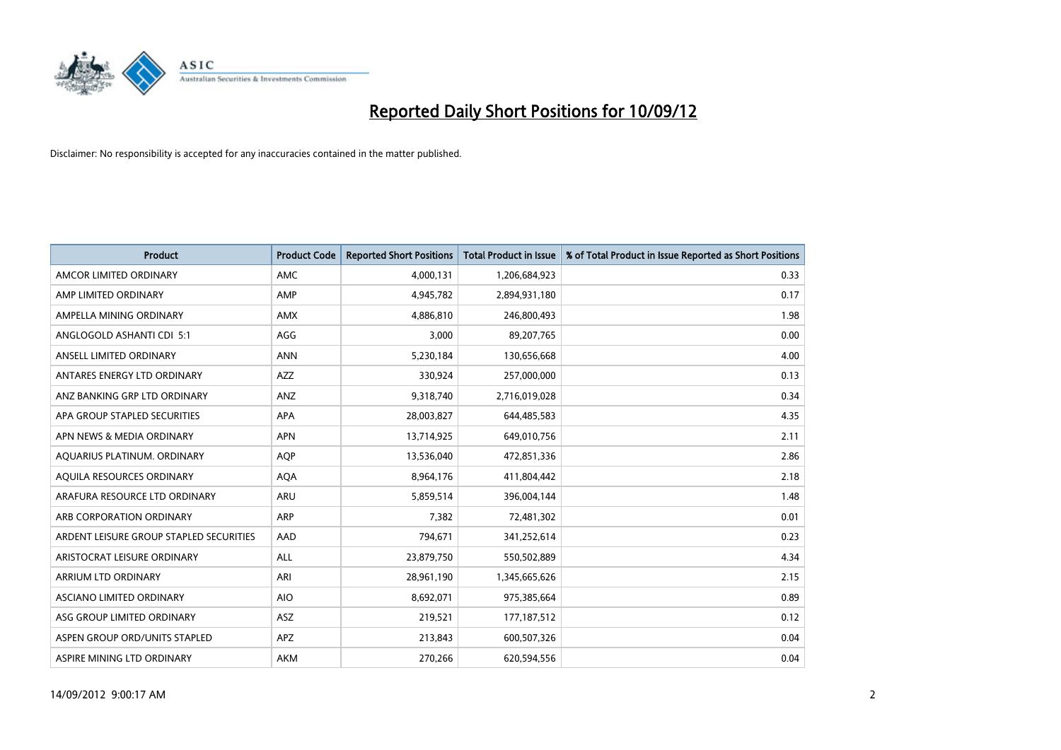# Reported Daily Short Positions for 10/09/12

Disclaimer: No responsibility is accepted for any inaccuracies contained in the matter published.

| Product | Product Code | Reported Short Positions | Total Product in Issue | % of Total Product in Issue Reported as Short Positions |
| --- | --- | --- | --- | --- |
| AMCOR LIMITED ORDINARY | AMC | 4,000,131 | 1,206,684,923 | 0.33 |
| AMP LIMITED ORDINARY | AMP | 4,945,782 | 2,894,931,180 | 0.17 |
| AMPELLA MINING ORDINARY | AMX | 4,886,810 | 246,800,493 | 1.98 |
| ANGLOGOLD ASHANTI CDI 5:1 | AGG | 3,000 | 89,207,765 | 0.00 |
| ANSELL LIMITED ORDINARY | ANN | 5,230,184 | 130,656,668 | 4.00 |
| ANTARES ENERGY LTD ORDINARY | AZZ | 330,924 | 257,000,000 | 0.13 |
| ANZ BANKING GRP LTD ORDINARY | ANZ | 9,318,740 | 2,716,019,028 | 0.34 |
| APA GROUP STAPLED SECURITIES | APA | 28,003,827 | 644,485,583 | 4.35 |
| APN NEWS & MEDIA ORDINARY | APN | 13,714,925 | 649,010,756 | 2.11 |
| AQUARIUS PLATINUM. ORDINARY | AQP | 13,536,040 | 472,851,336 | 2.86 |
| AQUILA RESOURCES ORDINARY | AQA | 8,964,176 | 411,804,442 | 2.18 |
| ARAFURA RESOURCE LTD ORDINARY | ARU | 5,859,514 | 396,004,144 | 1.48 |
| ARB CORPORATION ORDINARY | ARP | 7,382 | 72,481,302 | 0.01 |
| ARDENT LEISURE GROUP STAPLED SECURITIES | AAD | 794,671 | 341,252,614 | 0.23 |
| ARISTOCRAT LEISURE ORDINARY | ALL | 23,879,750 | 550,502,889 | 4.34 |
| ARRIUM LTD ORDINARY | ARI | 28,961,190 | 1,345,665,626 | 2.15 |
| ASCIANO LIMITED ORDINARY | AIO | 8,692,071 | 975,385,664 | 0.89 |
| ASG GROUP LIMITED ORDINARY | ASZ | 219,521 | 177,187,512 | 0.12 |
| ASPEN GROUP ORD/UNITS STAPLED | APZ | 213,843 | 600,507,326 | 0.04 |
| ASPIRE MINING LTD ORDINARY | AKM | 270,266 | 620,594,556 | 0.04 |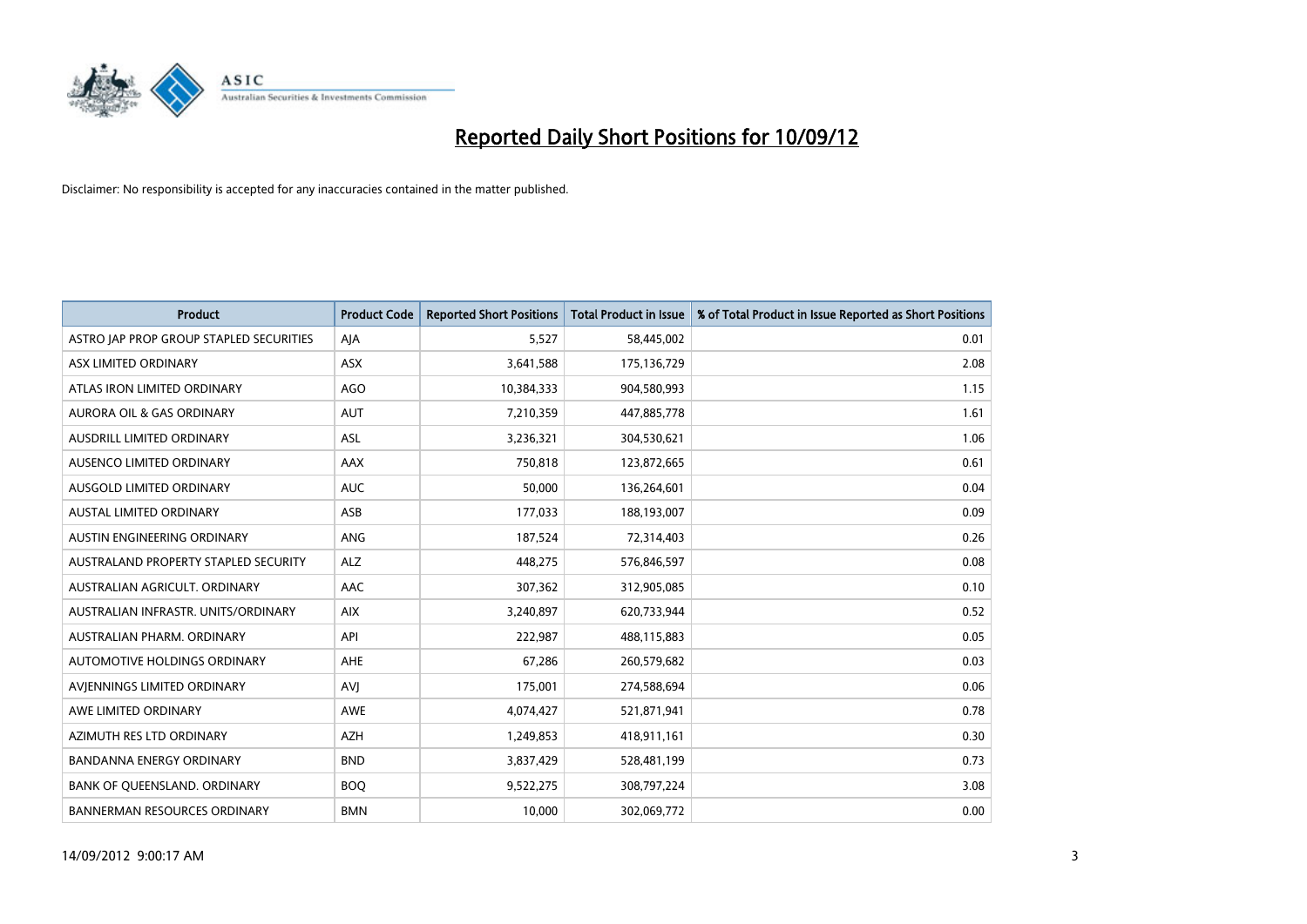# Reported Daily Short Positions for 10/09/12

Disclaimer: No responsibility is accepted for any inaccuracies contained in the matter published.

| Product | Product Code | Reported Short Positions | Total Product in Issue | % of Total Product in Issue Reported as Short Positions |
|---|---|---|---|---|
| ASTRO JAP PROP GROUP STAPLED SECURITIES | AJA | 5,527 | 58,445,002 | 0.01 |
| ASX LIMITED ORDINARY | ASX | 3,641,588 | 175,136,729 | 2.08 |
| ATLAS IRON LIMITED ORDINARY | AGO | 10,384,333 | 904,580,993 | 1.15 |
| AURORA OIL & GAS ORDINARY | AUT | 7,210,359 | 447,885,778 | 1.61 |
| AUSDRILL LIMITED ORDINARY | ASL | 3,236,321 | 304,530,621 | 1.06 |
| AUSENCO LIMITED ORDINARY | AAX | 750,818 | 123,872,665 | 0.61 |
| AUSGOLD LIMITED ORDINARY | AUC | 50,000 | 136,264,601 | 0.04 |
| AUSTAL LIMITED ORDINARY | ASB | 177,033 | 188,193,007 | 0.09 |
| AUSTIN ENGINEERING ORDINARY | ANG | 187,524 | 72,314,403 | 0.26 |
| AUSTRALAND PROPERTY STAPLED SECURITY | ALZ | 448,275 | 576,846,597 | 0.08 |
| AUSTRALIAN AGRICULT. ORDINARY | AAC | 307,362 | 312,905,085 | 0.10 |
| AUSTRALIAN INFRASTR. UNITS/ORDINARY | AIX | 3,240,897 | 620,733,944 | 0.52 |
| AUSTRALIAN PHARM. ORDINARY | API | 222,987 | 488,115,883 | 0.05 |
| AUTOMOTIVE HOLDINGS ORDINARY | AHE | 67,286 | 260,579,682 | 0.03 |
| AVJENNINGS LIMITED ORDINARY | AVJ | 175,001 | 274,588,694 | 0.06 |
| AWE LIMITED ORDINARY | AWE | 4,074,427 | 521,871,941 | 0.78 |
| AZIMUTH RES LTD ORDINARY | AZH | 1,249,853 | 418,911,161 | 0.30 |
| BANDANNA ENERGY ORDINARY | BND | 3,837,429 | 528,481,199 | 0.73 |
| BANK OF QUEENSLAND. ORDINARY | BOQ | 9,522,275 | 308,797,224 | 3.08 |
| BANNERMAN RESOURCES ORDINARY | BMN | 10,000 | 302,069,772 | 0.00 |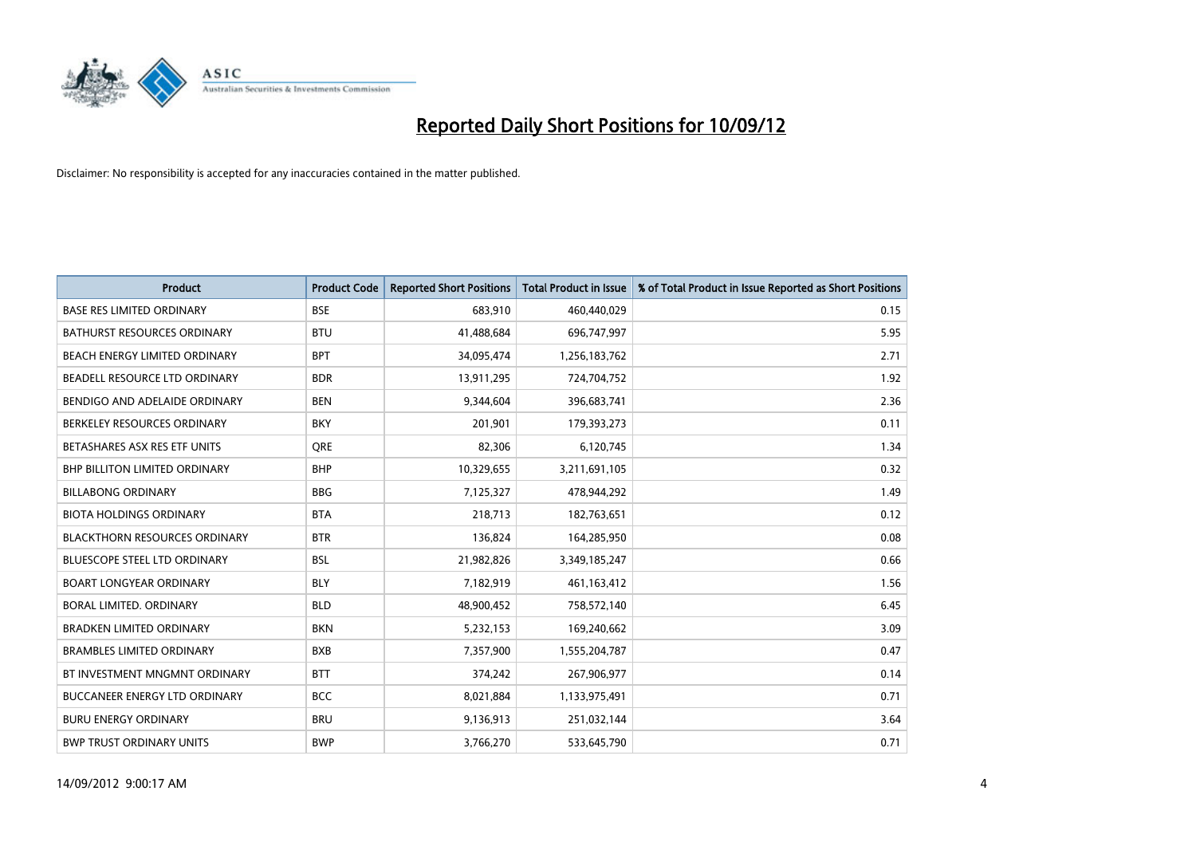# Reported Daily Short Positions for 10/09/12

Disclaimer: No responsibility is accepted for any inaccuracies contained in the matter published.

| Product | Product Code | Reported Short Positions | Total Product in Issue | % of Total Product in Issue Reported as Short Positions |
|---|---|---|---|---|
| BASE RES LIMITED ORDINARY | BSE | 683,910 | 460,440,029 | 0.15 |
| BATHURST RESOURCES ORDINARY | BTU | 41,488,684 | 696,747,997 | 5.95 |
| BEACH ENERGY LIMITED ORDINARY | BPT | 34,095,474 | 1,256,183,762 | 2.71 |
| BEADELL RESOURCE LTD ORDINARY | BDR | 13,911,295 | 724,704,752 | 1.92 |
| BENDIGO AND ADELAIDE ORDINARY | BEN | 9,344,604 | 396,683,741 | 2.36 |
| BERKELEY RESOURCES ORDINARY | BKY | 201,901 | 179,393,273 | 0.11 |
| BETASHARES ASX RES ETF UNITS | QRE | 82,306 | 6,120,745 | 1.34 |
| BHP BILLITON LIMITED ORDINARY | BHP | 10,329,655 | 3,211,691,105 | 0.32 |
| BILLABONG ORDINARY | BBG | 7,125,327 | 478,944,292 | 1.49 |
| BIOTA HOLDINGS ORDINARY | BTA | 218,713 | 182,763,651 | 0.12 |
| BLACKTHORN RESOURCES ORDINARY | BTR | 136,824 | 164,285,950 | 0.08 |
| BLUESCOPE STEEL LTD ORDINARY | BSL | 21,982,826 | 3,349,185,247 | 0.66 |
| BOART LONGYEAR ORDINARY | BLY | 7,182,919 | 461,163,412 | 1.56 |
| BORAL LIMITED. ORDINARY | BLD | 48,900,452 | 758,572,140 | 6.45 |
| BRADKEN LIMITED ORDINARY | BKN | 5,232,153 | 169,240,662 | 3.09 |
| BRAMBLES LIMITED ORDINARY | BXB | 7,357,900 | 1,555,204,787 | 0.47 |
| BT INVESTMENT MNGMNT ORDINARY | BTT | 374,242 | 267,906,977 | 0.14 |
| BUCCANEER ENERGY LTD ORDINARY | BCC | 8,021,884 | 1,133,975,491 | 0.71 |
| BURU ENERGY ORDINARY | BRU | 9,136,913 | 251,032,144 | 3.64 |
| BWP TRUST ORDINARY UNITS | BWP | 3,766,270 | 533,645,790 | 0.71 |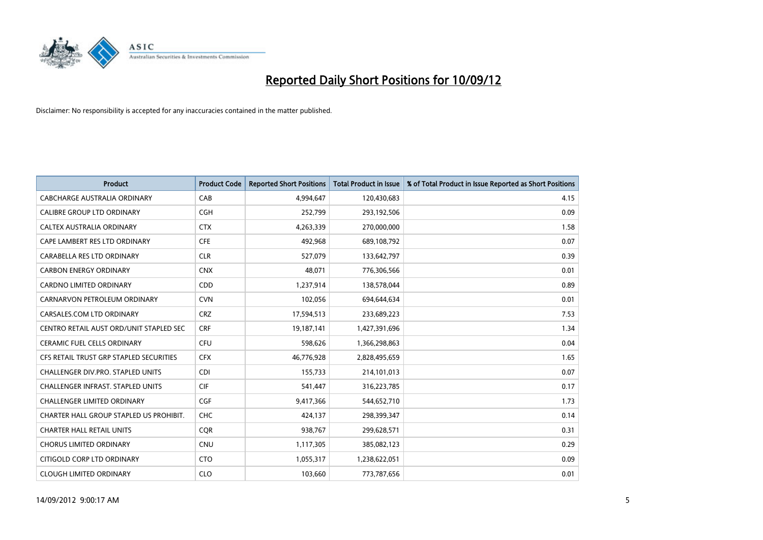# Reported Daily Short Positions for 10/09/12

Disclaimer: No responsibility is accepted for any inaccuracies contained in the matter published.

| Product | Product Code | Reported Short Positions | Total Product in Issue | % of Total Product in Issue Reported as Short Positions |
|---|---|---|---|---|
| CABCHARGE AUSTRALIA ORDINARY | CAB | 4,994,647 | 120,430,683 | 4.15 |
| CALIBRE GROUP LTD ORDINARY | CGH | 252,799 | 293,192,506 | 0.09 |
| CALTEX AUSTRALIA ORDINARY | CTX | 4,263,339 | 270,000,000 | 1.58 |
| CAPE LAMBERT RES LTD ORDINARY | CFE | 492,968 | 689,108,792 | 0.07 |
| CARABELLA RES LTD ORDINARY | CLR | 527,079 | 133,642,797 | 0.39 |
| CARBON ENERGY ORDINARY | CNX | 48,071 | 776,306,566 | 0.01 |
| CARDNO LIMITED ORDINARY | CDD | 1,237,914 | 138,578,044 | 0.89 |
| CARNARVON PETROLEUM ORDINARY | CVN | 102,056 | 694,644,634 | 0.01 |
| CARSALES.COM LTD ORDINARY | CRZ | 17,594,513 | 233,689,223 | 7.53 |
| CENTRO RETAIL AUST ORD/UNIT STAPLED SEC | CRF | 19,187,141 | 1,427,391,696 | 1.34 |
| CERAMIC FUEL CELLS ORDINARY | CFU | 598,626 | 1,366,298,863 | 0.04 |
| CFS RETAIL TRUST GRP STAPLED SECURITIES | CFX | 46,776,928 | 2,828,495,659 | 1.65 |
| CHALLENGER DIV.PRO. STAPLED UNITS | CDI | 155,733 | 214,101,013 | 0.07 |
| CHALLENGER INFRAST. STAPLED UNITS | CIF | 541,447 | 316,223,785 | 0.17 |
| CHALLENGER LIMITED ORDINARY | CGF | 9,417,366 | 544,652,710 | 1.73 |
| CHARTER HALL GROUP STAPLED US PROHIBIT. | CHC | 424,137 | 298,399,347 | 0.14 |
| CHARTER HALL RETAIL UNITS | CQR | 938,767 | 299,628,571 | 0.31 |
| CHORUS LIMITED ORDINARY | CNU | 1,117,305 | 385,082,123 | 0.29 |
| CITIGOLD CORP LTD ORDINARY | CTO | 1,055,317 | 1,238,622,051 | 0.09 |
| CLOUGH LIMITED ORDINARY | CLO | 103,660 | 773,787,656 | 0.01 |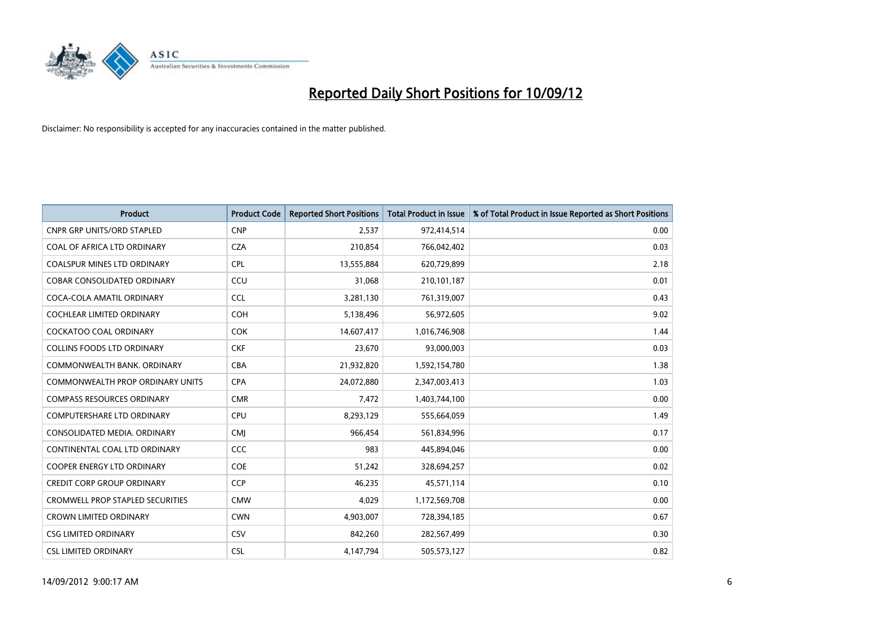# Reported Daily Short Positions for 10/09/12

Disclaimer: No responsibility is accepted for any inaccuracies contained in the matter published.

| Product | Product Code | Reported Short Positions | Total Product in Issue | % of Total Product in Issue Reported as Short Positions |
|---|---|---|---|---|
| CNPR GRP UNITS/ORD STAPLED | CNP | 2,537 | 972,414,514 | 0.00 |
| COAL OF AFRICA LTD ORDINARY | CZA | 210,854 | 766,042,402 | 0.03 |
| COALSPUR MINES LTD ORDINARY | CPL | 13,555,884 | 620,729,899 | 2.18 |
| COBAR CONSOLIDATED ORDINARY | CCU | 31,068 | 210,101,187 | 0.01 |
| COCA-COLA AMATIL ORDINARY | CCL | 3,281,130 | 761,319,007 | 0.43 |
| COCHLEAR LIMITED ORDINARY | COH | 5,138,496 | 56,972,605 | 9.02 |
| COCKATOO COAL ORDINARY | COK | 14,607,417 | 1,016,746,908 | 1.44 |
| COLLINS FOODS LTD ORDINARY | CKF | 23,670 | 93,000,003 | 0.03 |
| COMMONWEALTH BANK. ORDINARY | CBA | 21,932,820 | 1,592,154,780 | 1.38 |
| COMMONWEALTH PROP ORDINARY UNITS | CPA | 24,072,880 | 2,347,003,413 | 1.03 |
| COMPASS RESOURCES ORDINARY | CMR | 7,472 | 1,403,744,100 | 0.00 |
| COMPUTERSHARE LTD ORDINARY | CPU | 8,293,129 | 555,664,059 | 1.49 |
| CONSOLIDATED MEDIA. ORDINARY | CMJ | 966,454 | 561,834,996 | 0.17 |
| CONTINENTAL COAL LTD ORDINARY | CCC | 983 | 445,894,046 | 0.00 |
| COOPER ENERGY LTD ORDINARY | COE | 51,242 | 328,694,257 | 0.02 |
| CREDIT CORP GROUP ORDINARY | CCP | 46,235 | 45,571,114 | 0.10 |
| CROMWELL PROP STAPLED SECURITIES | CMW | 4,029 | 1,172,569,708 | 0.00 |
| CROWN LIMITED ORDINARY | CWN | 4,903,007 | 728,394,185 | 0.67 |
| CSG LIMITED ORDINARY | CSV | 842,260 | 282,567,499 | 0.30 |
| CSL LIMITED ORDINARY | CSL | 4,147,794 | 505,573,127 | 0.82 |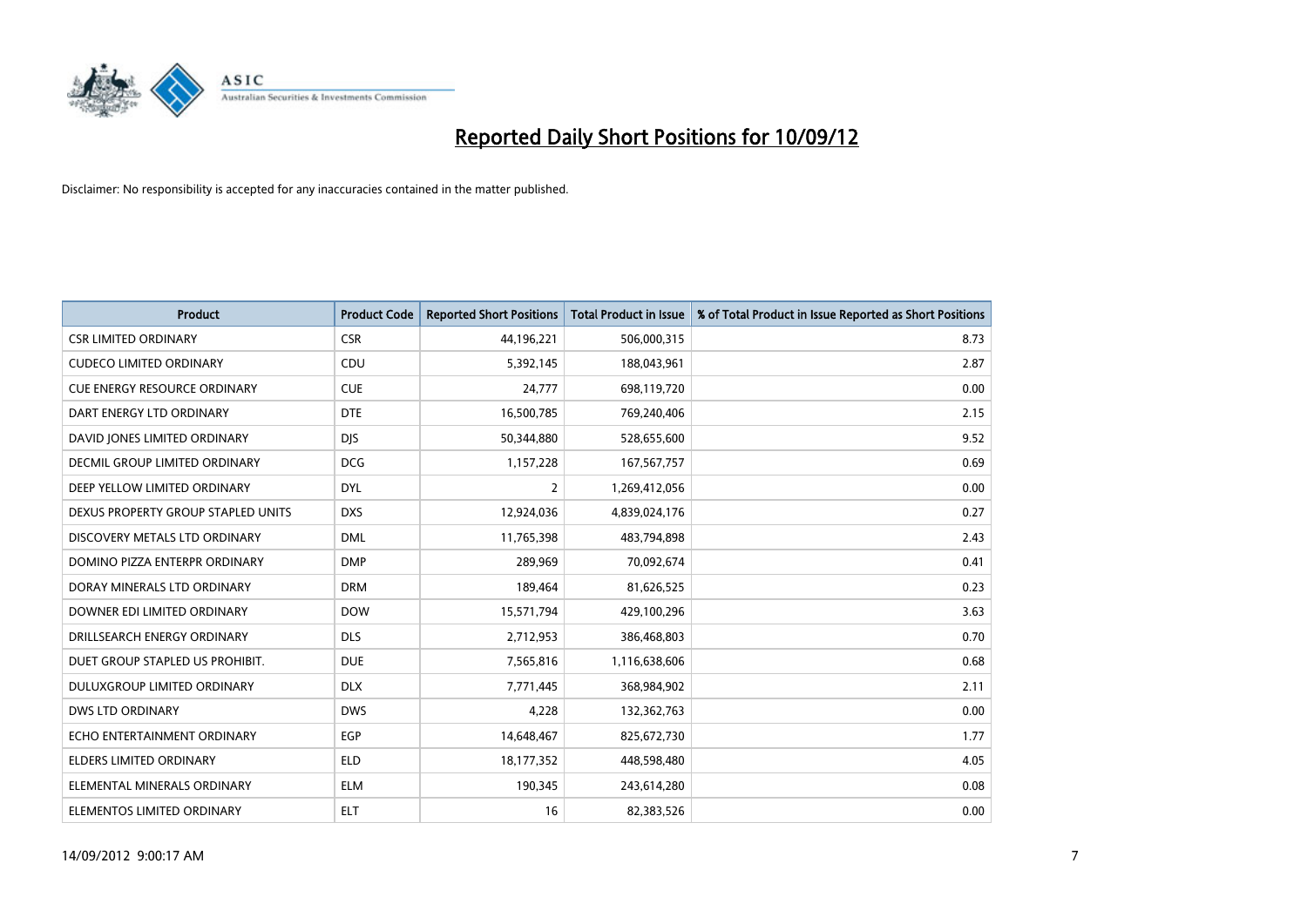# Reported Daily Short Positions for 10/09/12

Disclaimer: No responsibility is accepted for any inaccuracies contained in the matter published.

| Product | Product Code | Reported Short Positions | Total Product in Issue | % of Total Product in Issue Reported as Short Positions |
|---|---|---|---|---|
| CSR LIMITED ORDINARY | CSR | 44,196,221 | 506,000,315 | 8.73 |
| CUDECO LIMITED ORDINARY | CDU | 5,392,145 | 188,043,961 | 2.87 |
| CUE ENERGY RESOURCE ORDINARY | CUE | 24,777 | 698,119,720 | 0.00 |
| DART ENERGY LTD ORDINARY | DTE | 16,500,785 | 769,240,406 | 2.15 |
| DAVID JONES LIMITED ORDINARY | DJS | 50,344,880 | 528,655,600 | 9.52 |
| DECMIL GROUP LIMITED ORDINARY | DCG | 1,157,228 | 167,567,757 | 0.69 |
| DEEP YELLOW LIMITED ORDINARY | DYL | 2 | 1,269,412,056 | 0.00 |
| DEXUS PROPERTY GROUP STAPLED UNITS | DXS | 12,924,036 | 4,839,024,176 | 0.27 |
| DISCOVERY METALS LTD ORDINARY | DML | 11,765,398 | 483,794,898 | 2.43 |
| DOMINO PIZZA ENTERPR ORDINARY | DMP | 289,969 | 70,092,674 | 0.41 |
| DORAY MINERALS LTD ORDINARY | DRM | 189,464 | 81,626,525 | 0.23 |
| DOWNER EDI LIMITED ORDINARY | DOW | 15,571,794 | 429,100,296 | 3.63 |
| DRILLSEARCH ENERGY ORDINARY | DLS | 2,712,953 | 386,468,803 | 0.70 |
| DUET GROUP STAPLED US PROHIBIT. | DUE | 7,565,816 | 1,116,638,606 | 0.68 |
| DULUXGROUP LIMITED ORDINARY | DLX | 7,771,445 | 368,984,902 | 2.11 |
| DWS LTD ORDINARY | DWS | 4,228 | 132,362,763 | 0.00 |
| ECHO ENTERTAINMENT ORDINARY | EGP | 14,648,467 | 825,672,730 | 1.77 |
| ELDERS LIMITED ORDINARY | ELD | 18,177,352 | 448,598,480 | 4.05 |
| ELEMENTAL MINERALS ORDINARY | ELM | 190,345 | 243,614,280 | 0.08 |
| ELEMENTOS LIMITED ORDINARY | ELT | 16 | 82,383,526 | 0.00 |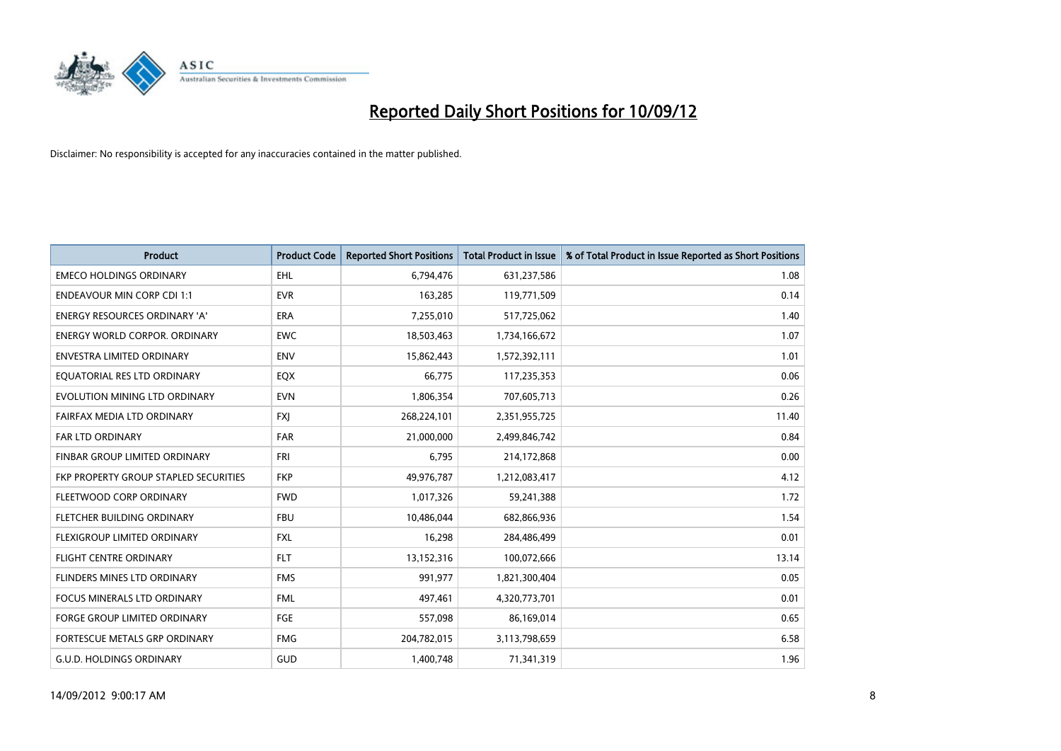# Reported Daily Short Positions for 10/09/12

Disclaimer: No responsibility is accepted for any inaccuracies contained in the matter published.

| Product | Product Code | Reported Short Positions | Total Product in Issue | % of Total Product in Issue Reported as Short Positions |
|---|---|---|---|---|
| EMECO HOLDINGS ORDINARY | EHL | 6,794,476 | 631,237,586 | 1.08 |
| ENDEAVOUR MIN CORP CDI 1:1 | EVR | 163,285 | 119,771,509 | 0.14 |
| ENERGY RESOURCES ORDINARY 'A' | ERA | 7,255,010 | 517,725,062 | 1.40 |
| ENERGY WORLD CORPOR. ORDINARY | EWC | 18,503,463 | 1,734,166,672 | 1.07 |
| ENVESTRA LIMITED ORDINARY | ENV | 15,862,443 | 1,572,392,111 | 1.01 |
| EQUATORIAL RES LTD ORDINARY | EQX | 66,775 | 117,235,353 | 0.06 |
| EVOLUTION MINING LTD ORDINARY | EVN | 1,806,354 | 707,605,713 | 0.26 |
| FAIRFAX MEDIA LTD ORDINARY | FXJ | 268,224,101 | 2,351,955,725 | 11.40 |
| FAR LTD ORDINARY | FAR | 21,000,000 | 2,499,846,742 | 0.84 |
| FINBAR GROUP LIMITED ORDINARY | FRI | 6,795 | 214,172,868 | 0.00 |
| FKP PROPERTY GROUP STAPLED SECURITIES | FKP | 49,976,787 | 1,212,083,417 | 4.12 |
| FLEETWOOD CORP ORDINARY | FWD | 1,017,326 | 59,241,388 | 1.72 |
| FLETCHER BUILDING ORDINARY | FBU | 10,486,044 | 682,866,936 | 1.54 |
| FLEXIGROUP LIMITED ORDINARY | FXL | 16,298 | 284,486,499 | 0.01 |
| FLIGHT CENTRE ORDINARY | FLT | 13,152,316 | 100,072,666 | 13.14 |
| FLINDERS MINES LTD ORDINARY | FMS | 991,977 | 1,821,300,404 | 0.05 |
| FOCUS MINERALS LTD ORDINARY | FML | 497,461 | 4,320,773,701 | 0.01 |
| FORGE GROUP LIMITED ORDINARY | FGE | 557,098 | 86,169,014 | 0.65 |
| FORTESCUE METALS GRP ORDINARY | FMG | 204,782,015 | 3,113,798,659 | 6.58 |
| G.U.D. HOLDINGS ORDINARY | GUD | 1,400,748 | 71,341,319 | 1.96 |

14/09/2012 9:00:17 AM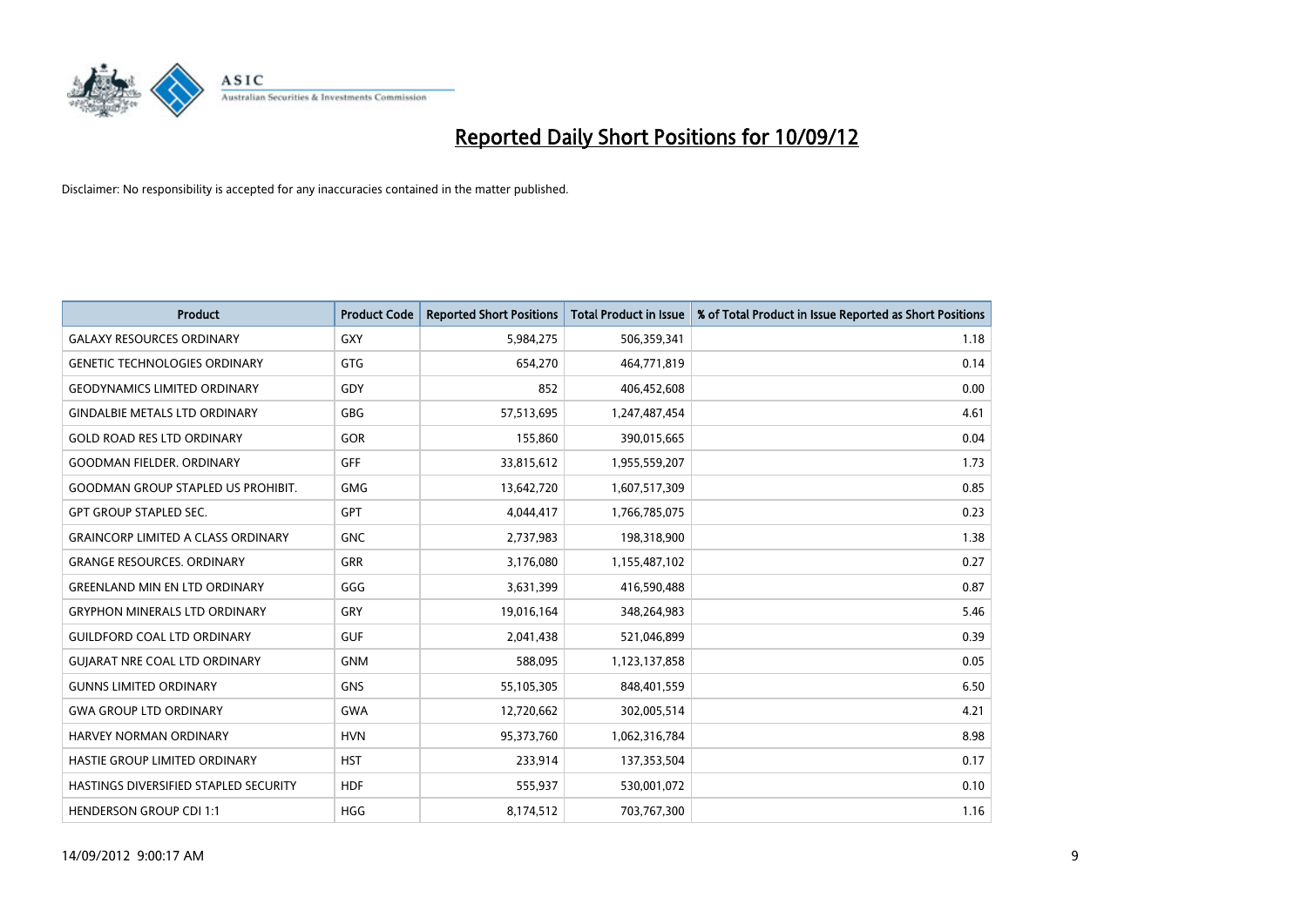# Reported Daily Short Positions for 10/09/12

Disclaimer: No responsibility is accepted for any inaccuracies contained in the matter published.

| Product | Product Code | Reported Short Positions | Total Product in Issue | % of Total Product in Issue Reported as Short Positions |
|---|---|---|---|---|
| GALAXY RESOURCES ORDINARY | GXY | 5,984,275 | 506,359,341 | 1.18 |
| GENETIC TECHNOLOGIES ORDINARY | GTG | 654,270 | 464,771,819 | 0.14 |
| GEODYNAMICS LIMITED ORDINARY | GDY | 852 | 406,452,608 | 0.00 |
| GINDALBIE METALS LTD ORDINARY | GBG | 57,513,695 | 1,247,487,454 | 4.61 |
| GOLD ROAD RES LTD ORDINARY | GOR | 155,860 | 390,015,665 | 0.04 |
| GOODMAN FIELDER. ORDINARY | GFF | 33,815,612 | 1,955,559,207 | 1.73 |
| GOODMAN GROUP STAPLED US PROHIBIT. | GMG | 13,642,720 | 1,607,517,309 | 0.85 |
| GPT GROUP STAPLED SEC. | GPT | 4,044,417 | 1,766,785,075 | 0.23 |
| GRAINCORP LIMITED A CLASS ORDINARY | GNC | 2,737,983 | 198,318,900 | 1.38 |
| GRANGE RESOURCES. ORDINARY | GRR | 3,176,080 | 1,155,487,102 | 0.27 |
| GREENLAND MIN EN LTD ORDINARY | GGG | 3,631,399 | 416,590,488 | 0.87 |
| GRYPHON MINERALS LTD ORDINARY | GRY | 19,016,164 | 348,264,983 | 5.46 |
| GUILDFORD COAL LTD ORDINARY | GUF | 2,041,438 | 521,046,899 | 0.39 |
| GUJARAT NRE COAL LTD ORDINARY | GNM | 588,095 | 1,123,137,858 | 0.05 |
| GUNNS LIMITED ORDINARY | GNS | 55,105,305 | 848,401,559 | 6.50 |
| GWA GROUP LTD ORDINARY | GWA | 12,720,662 | 302,005,514 | 4.21 |
| HARVEY NORMAN ORDINARY | HVN | 95,373,760 | 1,062,316,784 | 8.98 |
| HASTIE GROUP LIMITED ORDINARY | HST | 233,914 | 137,353,504 | 0.17 |
| HASTINGS DIVERSIFIED STAPLED SECURITY | HDF | 555,937 | 530,001,072 | 0.10 |
| HENDERSON GROUP CDI 1:1 | HGG | 8,174,512 | 703,767,300 | 1.16 |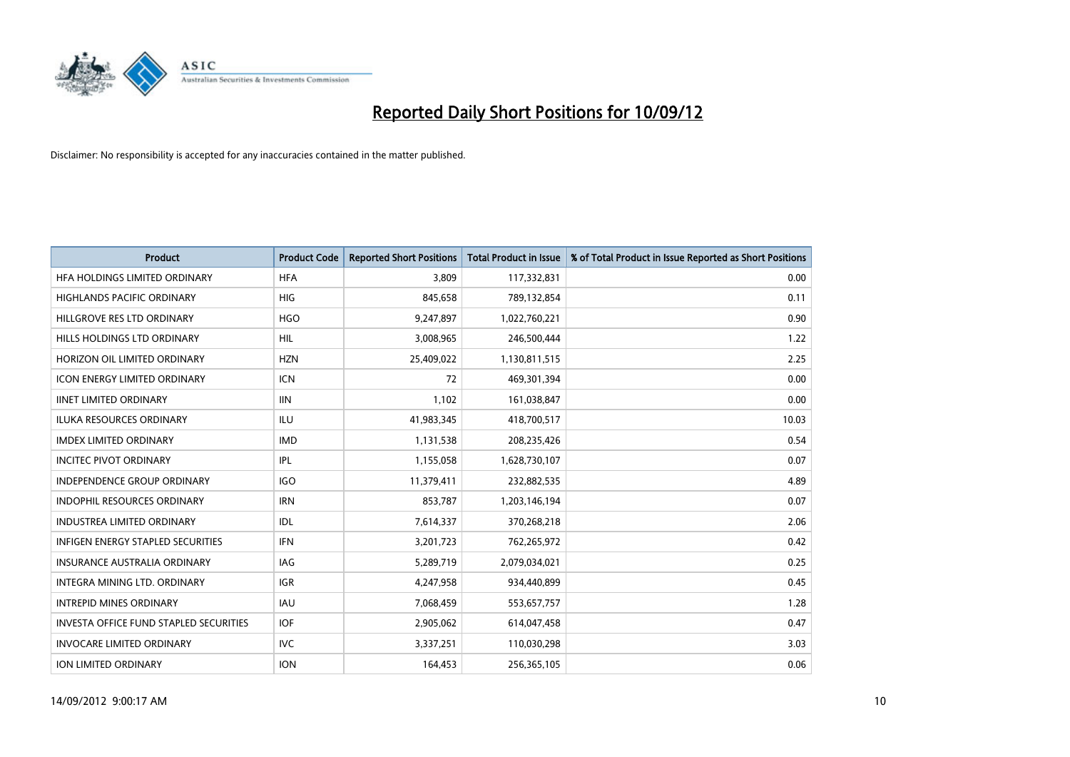# Reported Daily Short Positions for 10/09/12

Disclaimer: No responsibility is accepted for any inaccuracies contained in the matter published.

| Product | Product Code | Reported Short Positions | Total Product in Issue | % of Total Product in Issue Reported as Short Positions |
|---|---|---|---|---|
| HFA HOLDINGS LIMITED ORDINARY | HFA | 3,809 | 117,332,831 | 0.00 |
| HIGHLANDS PACIFIC ORDINARY | HIG | 845,658 | 789,132,854 | 0.11 |
| HILLGROVE RES LTD ORDINARY | HGO | 9,247,897 | 1,022,760,221 | 0.90 |
| HILLS HOLDINGS LTD ORDINARY | HIL | 3,008,965 | 246,500,444 | 1.22 |
| HORIZON OIL LIMITED ORDINARY | HZN | 25,409,022 | 1,130,811,515 | 2.25 |
| ICON ENERGY LIMITED ORDINARY | ICN | 72 | 469,301,394 | 0.00 |
| IINET LIMITED ORDINARY | IIN | 1,102 | 161,038,847 | 0.00 |
| ILUKA RESOURCES ORDINARY | ILU | 41,983,345 | 418,700,517 | 10.03 |
| IMDEX LIMITED ORDINARY | IMD | 1,131,538 | 208,235,426 | 0.54 |
| INCITEC PIVOT ORDINARY | IPL | 1,155,058 | 1,628,730,107 | 0.07 |
| INDEPENDENCE GROUP ORDINARY | IGO | 11,379,411 | 232,882,535 | 4.89 |
| INDOPHIL RESOURCES ORDINARY | IRN | 853,787 | 1,203,146,194 | 0.07 |
| INDUSTREA LIMITED ORDINARY | IDL | 7,614,337 | 370,268,218 | 2.06 |
| INFIGEN ENERGY STAPLED SECURITIES | IFN | 3,201,723 | 762,265,972 | 0.42 |
| INSURANCE AUSTRALIA ORDINARY | IAG | 5,289,719 | 2,079,034,021 | 0.25 |
| INTEGRA MINING LTD. ORDINARY | IGR | 4,247,958 | 934,440,899 | 0.45 |
| INTREPID MINES ORDINARY | IAU | 7,068,459 | 553,657,757 | 1.28 |
| INVESTA OFFICE FUND STAPLED SECURITIES | IOF | 2,905,062 | 614,047,458 | 0.47 |
| INVOCARE LIMITED ORDINARY | IVC | 3,337,251 | 110,030,298 | 3.03 |
| ION LIMITED ORDINARY | ION | 164,453 | 256,365,105 | 0.06 |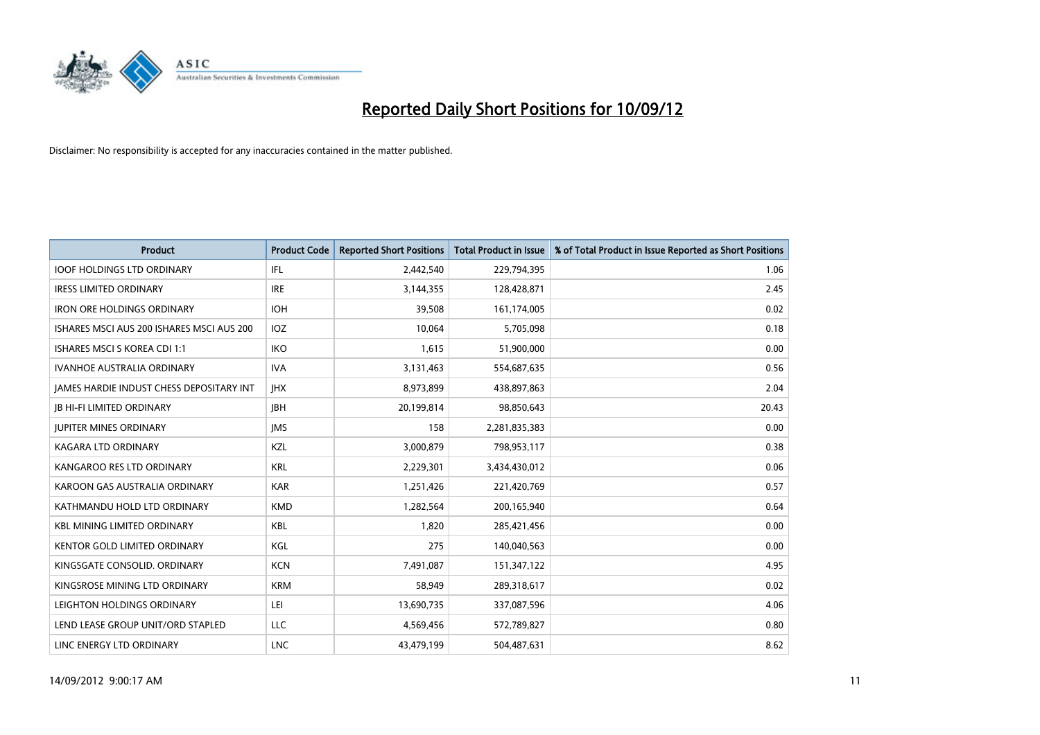# Reported Daily Short Positions for 10/09/12

Disclaimer: No responsibility is accepted for any inaccuracies contained in the matter published.

| Product | Product Code | Reported Short Positions | Total Product in Issue | % of Total Product in Issue Reported as Short Positions |
|---|---|---|---|---|
| IOOF HOLDINGS LTD ORDINARY | IFL | 2,442,540 | 229,794,395 | 1.06 |
| IRESS LIMITED ORDINARY | IRE | 3,144,355 | 128,428,871 | 2.45 |
| IRON ORE HOLDINGS ORDINARY | IOH | 39,508 | 161,174,005 | 0.02 |
| ISHARES MSCI AUS 200 ISHARES MSCI AUS 200 | IOZ | 10,064 | 5,705,098 | 0.18 |
| ISHARES MSCI S KOREA CDI 1:1 | IKO | 1,615 | 51,900,000 | 0.00 |
| IVANHOE AUSTRALIA ORDINARY | IVA | 3,131,463 | 554,687,635 | 0.56 |
| JAMES HARDIE INDUST CHESS DEPOSITARY INT | JHX | 8,973,899 | 438,897,863 | 2.04 |
| JB HI-FI LIMITED ORDINARY | JBH | 20,199,814 | 98,850,643 | 20.43 |
| JUPITER MINES ORDINARY | JMS | 158 | 2,281,835,383 | 0.00 |
| KAGARA LTD ORDINARY | KZL | 3,000,879 | 798,953,117 | 0.38 |
| KANGAROO RES LTD ORDINARY | KRL | 2,229,301 | 3,434,430,012 | 0.06 |
| KAROON GAS AUSTRALIA ORDINARY | KAR | 1,251,426 | 221,420,769 | 0.57 |
| KATHMANDU HOLD LTD ORDINARY | KMD | 1,282,564 | 200,165,940 | 0.64 |
| KBL MINING LIMITED ORDINARY | KBL | 1,820 | 285,421,456 | 0.00 |
| KENTOR GOLD LIMITED ORDINARY | KGL | 275 | 140,040,563 | 0.00 |
| KINGSGATE CONSOLID. ORDINARY | KCN | 7,491,087 | 151,347,122 | 4.95 |
| KINGSROSE MINING LTD ORDINARY | KRM | 58,949 | 289,318,617 | 0.02 |
| LEIGHTON HOLDINGS ORDINARY | LEI | 13,690,735 | 337,087,596 | 4.06 |
| LEND LEASE GROUP UNIT/ORD STAPLED | LLC | 4,569,456 | 572,789,827 | 0.80 |
| LINC ENERGY LTD ORDINARY | LNC | 43,479,199 | 504,487,631 | 8.62 |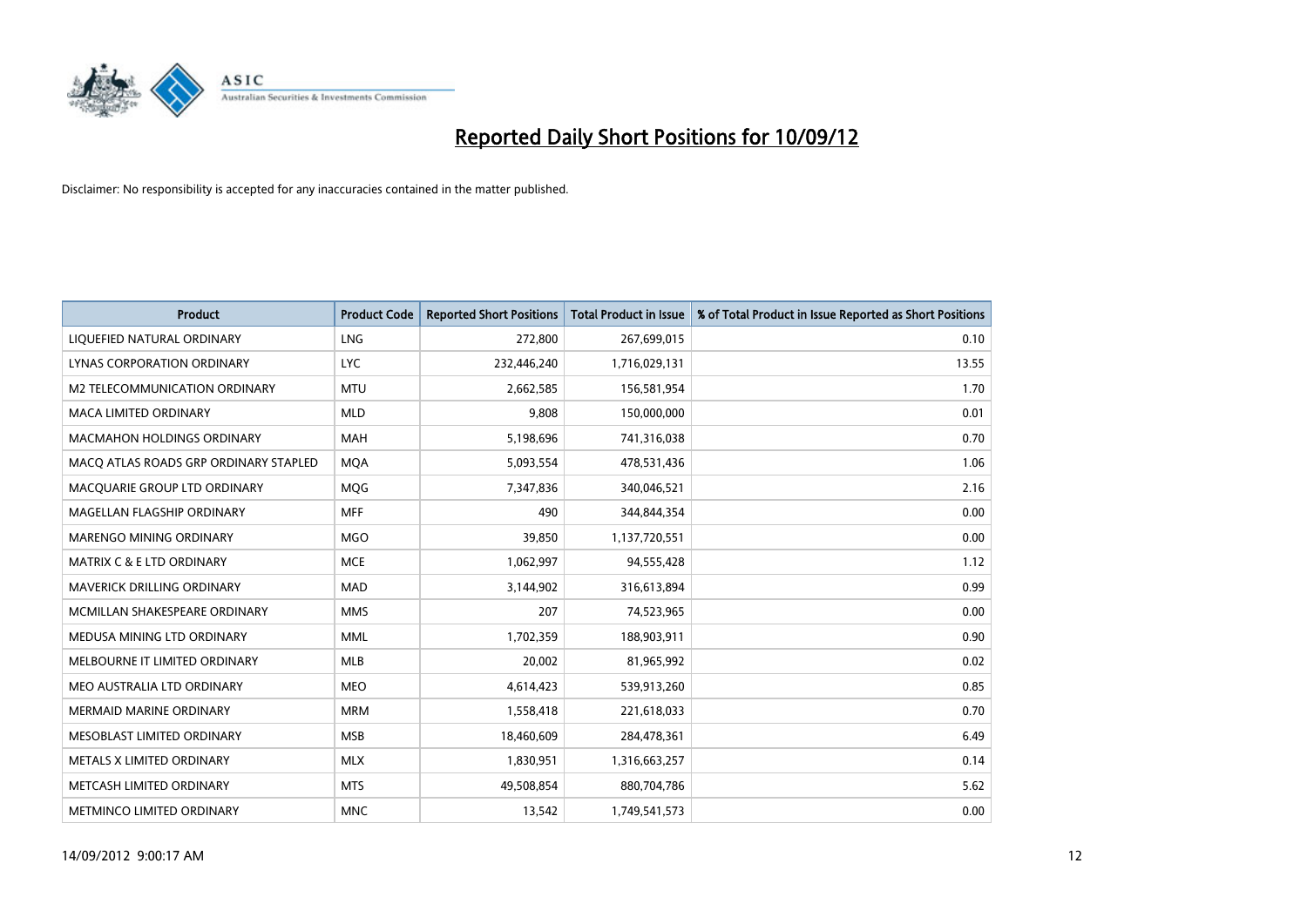# Reported Daily Short Positions for 10/09/12

Disclaimer: No responsibility is accepted for any inaccuracies contained in the matter published.

| Product | Product Code | Reported Short Positions | Total Product in Issue | % of Total Product in Issue Reported as Short Positions |
|---|---|---|---|---|
| LIQUEFIED NATURAL ORDINARY | LNG | 272,800 | 267,699,015 | 0.10 |
| LYNAS CORPORATION ORDINARY | LYC | 232,446,240 | 1,716,029,131 | 13.55 |
| M2 TELECOMMUNICATION ORDINARY | MTU | 2,662,585 | 156,581,954 | 1.70 |
| MACA LIMITED ORDINARY | MLD | 9,808 | 150,000,000 | 0.01 |
| MACMAHON HOLDINGS ORDINARY | MAH | 5,198,696 | 741,316,038 | 0.70 |
| MACQ ATLAS ROADS GRP ORDINARY STAPLED | MQA | 5,093,554 | 478,531,436 | 1.06 |
| MACQUARIE GROUP LTD ORDINARY | MQG | 7,347,836 | 340,046,521 | 2.16 |
| MAGELLAN FLAGSHIP ORDINARY | MFF | 490 | 344,844,354 | 0.00 |
| MARENGO MINING ORDINARY | MGO | 39,850 | 1,137,720,551 | 0.00 |
| MATRIX C & E LTD ORDINARY | MCE | 1,062,997 | 94,555,428 | 1.12 |
| MAVERICK DRILLING ORDINARY | MAD | 3,144,902 | 316,613,894 | 0.99 |
| MCMILLAN SHAKESPEARE ORDINARY | MMS | 207 | 74,523,965 | 0.00 |
| MEDUSA MINING LTD ORDINARY | MML | 1,702,359 | 188,903,911 | 0.90 |
| MELBOURNE IT LIMITED ORDINARY | MLB | 20,002 | 81,965,992 | 0.02 |
| MEO AUSTRALIA LTD ORDINARY | MEO | 4,614,423 | 539,913,260 | 0.85 |
| MERMAID MARINE ORDINARY | MRM | 1,558,418 | 221,618,033 | 0.70 |
| MESOBLAST LIMITED ORDINARY | MSB | 18,460,609 | 284,478,361 | 6.49 |
| METALS X LIMITED ORDINARY | MLX | 1,830,951 | 1,316,663,257 | 0.14 |
| METCASH LIMITED ORDINARY | MTS | 49,508,854 | 880,704,786 | 5.62 |
| METMINCO LIMITED ORDINARY | MNC | 13,542 | 1,749,541,573 | 0.00 |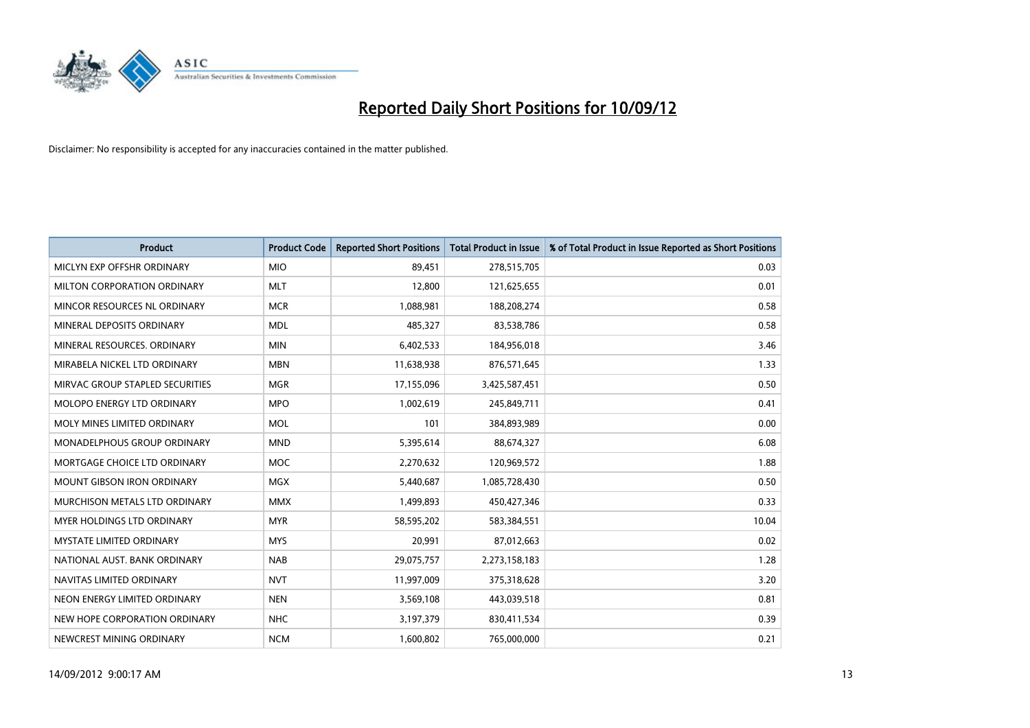# Reported Daily Short Positions for 10/09/12

Disclaimer: No responsibility is accepted for any inaccuracies contained in the matter published.

| Product | Product Code | Reported Short Positions | Total Product in Issue | % of Total Product in Issue Reported as Short Positions |
|---|---|---|---|---|
| MICLYN EXP OFFSHR ORDINARY | MIO | 89,451 | 278,515,705 | 0.03 |
| MILTON CORPORATION ORDINARY | MLT | 12,800 | 121,625,655 | 0.01 |
| MINCOR RESOURCES NL ORDINARY | MCR | 1,088,981 | 188,208,274 | 0.58 |
| MINERAL DEPOSITS ORDINARY | MDL | 485,327 | 83,538,786 | 0.58 |
| MINERAL RESOURCES. ORDINARY | MIN | 6,402,533 | 184,956,018 | 3.46 |
| MIRABELA NICKEL LTD ORDINARY | MBN | 11,638,938 | 876,571,645 | 1.33 |
| MIRVAC GROUP STAPLED SECURITIES | MGR | 17,155,096 | 3,425,587,451 | 0.50 |
| MOLOPO ENERGY LTD ORDINARY | MPO | 1,002,619 | 245,849,711 | 0.41 |
| MOLY MINES LIMITED ORDINARY | MOL | 101 | 384,893,989 | 0.00 |
| MONADELPHOUS GROUP ORDINARY | MND | 5,395,614 | 88,674,327 | 6.08 |
| MORTGAGE CHOICE LTD ORDINARY | MOC | 2,270,632 | 120,969,572 | 1.88 |
| MOUNT GIBSON IRON ORDINARY | MGX | 5,440,687 | 1,085,728,430 | 0.50 |
| MURCHISON METALS LTD ORDINARY | MMX | 1,499,893 | 450,427,346 | 0.33 |
| MYER HOLDINGS LTD ORDINARY | MYR | 58,595,202 | 583,384,551 | 10.04 |
| MYSTATE LIMITED ORDINARY | MYS | 20,991 | 87,012,663 | 0.02 |
| NATIONAL AUST. BANK ORDINARY | NAB | 29,075,757 | 2,273,158,183 | 1.28 |
| NAVITAS LIMITED ORDINARY | NVT | 11,997,009 | 375,318,628 | 3.20 |
| NEON ENERGY LIMITED ORDINARY | NEN | 3,569,108 | 443,039,518 | 0.81 |
| NEW HOPE CORPORATION ORDINARY | NHC | 3,197,379 | 830,411,534 | 0.39 |
| NEWCREST MINING ORDINARY | NCM | 1,600,802 | 765,000,000 | 0.21 |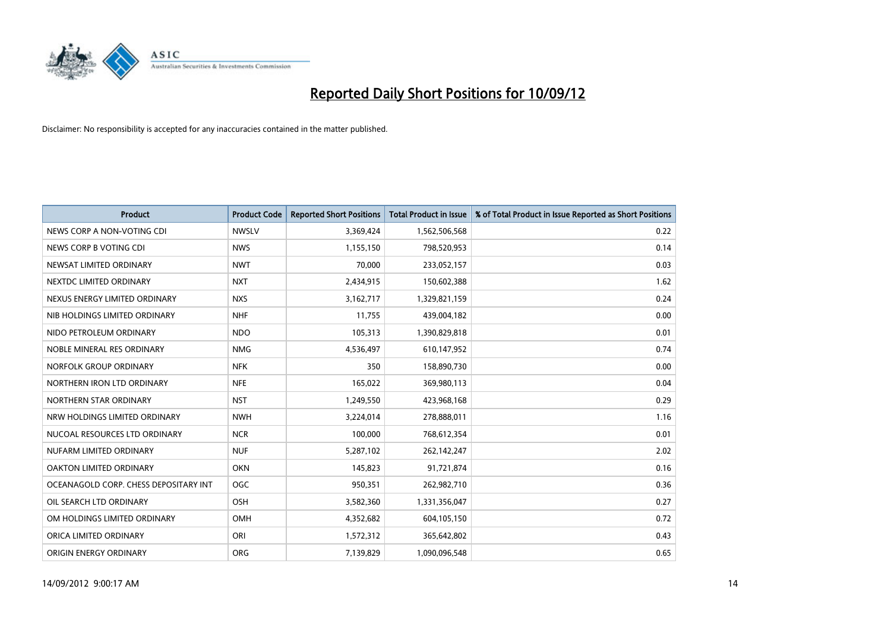# Reported Daily Short Positions for 10/09/12

Disclaimer: No responsibility is accepted for any inaccuracies contained in the matter published.

| Product | Product Code | Reported Short Positions | Total Product in Issue | % of Total Product in Issue Reported as Short Positions |
|---|---|---|---|---|
| NEWS CORP A NON-VOTING CDI | NWSLV | 3,369,424 | 1,562,506,568 | 0.22 |
| NEWS CORP B VOTING CDI | NWS | 1,155,150 | 798,520,953 | 0.14 |
| NEWSAT LIMITED ORDINARY | NWT | 70,000 | 233,052,157 | 0.03 |
| NEXTDC LIMITED ORDINARY | NXT | 2,434,915 | 150,602,388 | 1.62 |
| NEXUS ENERGY LIMITED ORDINARY | NXS | 3,162,717 | 1,329,821,159 | 0.24 |
| NIB HOLDINGS LIMITED ORDINARY | NHF | 11,755 | 439,004,182 | 0.00 |
| NIDO PETROLEUM ORDINARY | NDO | 105,313 | 1,390,829,818 | 0.01 |
| NOBLE MINERAL RES ORDINARY | NMG | 4,536,497 | 610,147,952 | 0.74 |
| NORFOLK GROUP ORDINARY | NFK | 350 | 158,890,730 | 0.00 |
| NORTHERN IRON LTD ORDINARY | NFE | 165,022 | 369,980,113 | 0.04 |
| NORTHERN STAR ORDINARY | NST | 1,249,550 | 423,968,168 | 0.29 |
| NRW HOLDINGS LIMITED ORDINARY | NWH | 3,224,014 | 278,888,011 | 1.16 |
| NUCOAL RESOURCES LTD ORDINARY | NCR | 100,000 | 768,612,354 | 0.01 |
| NUFARM LIMITED ORDINARY | NUF | 5,287,102 | 262,142,247 | 2.02 |
| OAKTON LIMITED ORDINARY | OKN | 145,823 | 91,721,874 | 0.16 |
| OCEANAGOLD CORP. CHESS DEPOSITARY INT | OGC | 950,351 | 262,982,710 | 0.36 |
| OIL SEARCH LTD ORDINARY | OSH | 3,582,360 | 1,331,356,047 | 0.27 |
| OM HOLDINGS LIMITED ORDINARY | OMH | 4,352,682 | 604,105,150 | 0.72 |
| ORICA LIMITED ORDINARY | ORI | 1,572,312 | 365,642,802 | 0.43 |
| ORIGIN ENERGY ORDINARY | ORG | 7,139,829 | 1,090,096,548 | 0.65 |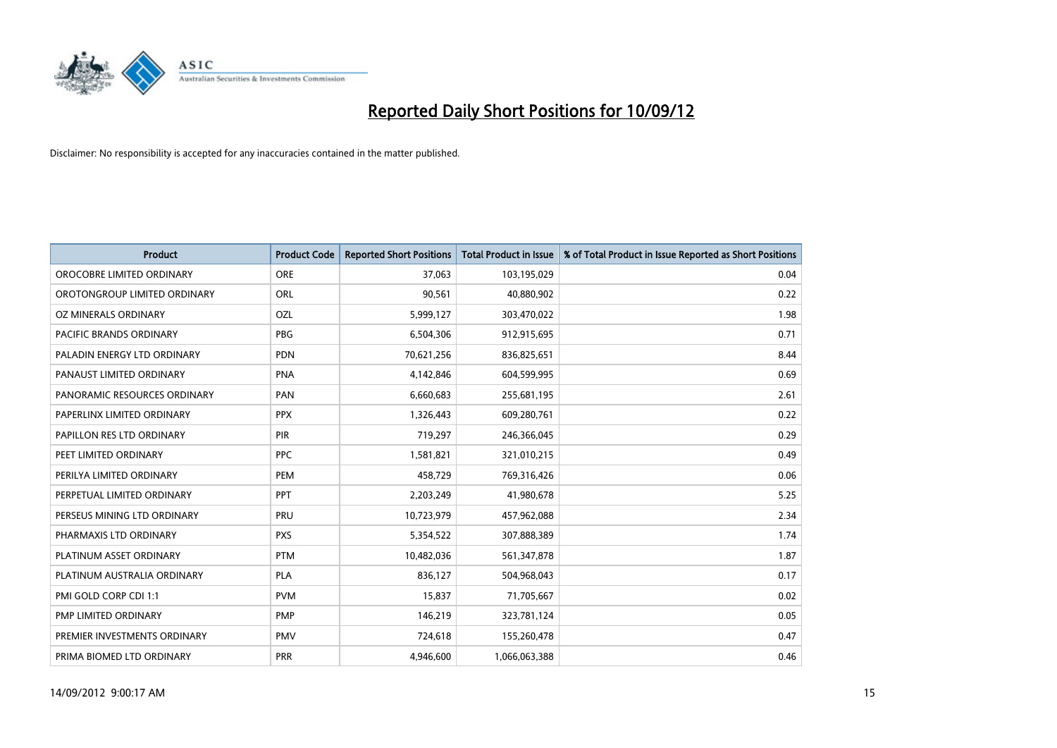# Reported Daily Short Positions for 10/09/12

Disclaimer: No responsibility is accepted for any inaccuracies contained in the matter published.

| Product | Product Code | Reported Short Positions | Total Product in Issue | % of Total Product in Issue Reported as Short Positions |
|---|---|---|---|---|
| OROCOBRE LIMITED ORDINARY | ORE | 37,063 | 103,195,029 | 0.04 |
| OROTONGROUP LIMITED ORDINARY | ORL | 90,561 | 40,880,902 | 0.22 |
| OZ MINERALS ORDINARY | OZL | 5,999,127 | 303,470,022 | 1.98 |
| PACIFIC BRANDS ORDINARY | PBG | 6,504,306 | 912,915,695 | 0.71 |
| PALADIN ENERGY LTD ORDINARY | PDN | 70,621,256 | 836,825,651 | 8.44 |
| PANAUST LIMITED ORDINARY | PNA | 4,142,846 | 604,599,995 | 0.69 |
| PANORAMIC RESOURCES ORDINARY | PAN | 6,660,683 | 255,681,195 | 2.61 |
| PAPERLINX LIMITED ORDINARY | PPX | 1,326,443 | 609,280,761 | 0.22 |
| PAPILLON RES LTD ORDINARY | PIR | 719,297 | 246,366,045 | 0.29 |
| PEET LIMITED ORDINARY | PPC | 1,581,821 | 321,010,215 | 0.49 |
| PERILYA LIMITED ORDINARY | PEM | 458,729 | 769,316,426 | 0.06 |
| PERPETUAL LIMITED ORDINARY | PPT | 2,203,249 | 41,980,678 | 5.25 |
| PERSEUS MINING LTD ORDINARY | PRU | 10,723,979 | 457,962,088 | 2.34 |
| PHARMAXIS LTD ORDINARY | PXS | 5,354,522 | 307,888,389 | 1.74 |
| PLATINUM ASSET ORDINARY | PTM | 10,482,036 | 561,347,878 | 1.87 |
| PLATINUM AUSTRALIA ORDINARY | PLA | 836,127 | 504,968,043 | 0.17 |
| PMI GOLD CORP CDI 1:1 | PVM | 15,837 | 71,705,667 | 0.02 |
| PMP LIMITED ORDINARY | PMP | 146,219 | 323,781,124 | 0.05 |
| PREMIER INVESTMENTS ORDINARY | PMV | 724,618 | 155,260,478 | 0.47 |
| PRIMA BIOMED LTD ORDINARY | PRR | 4,946,600 | 1,066,063,388 | 0.46 |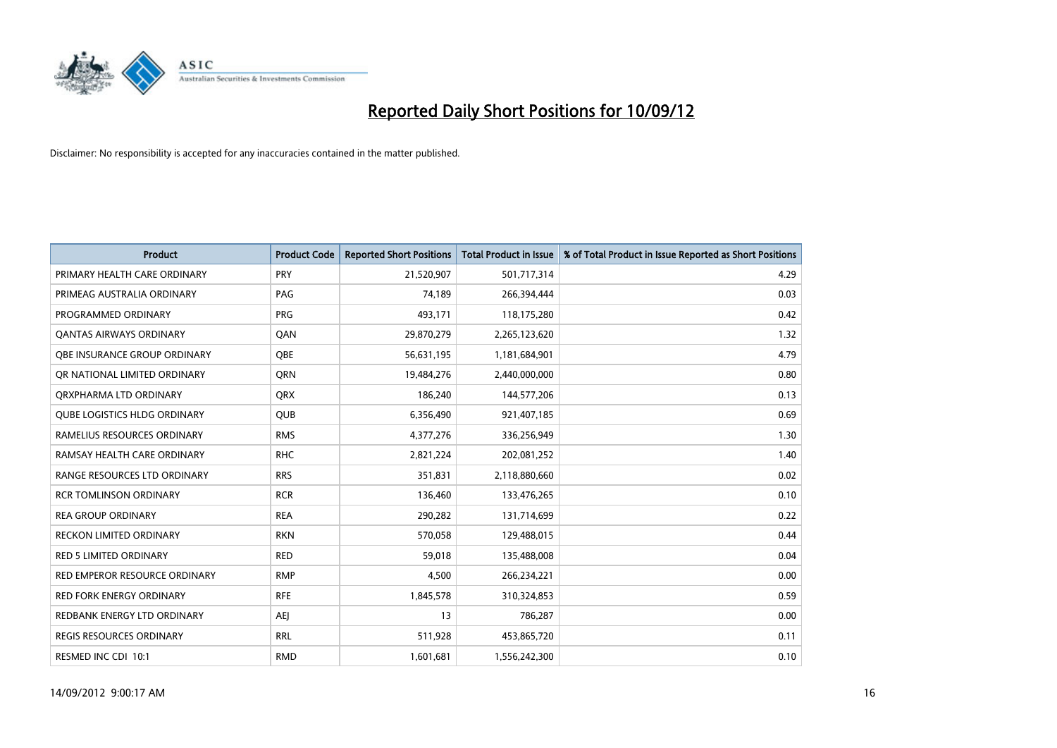# Reported Daily Short Positions for 10/09/12

Disclaimer: No responsibility is accepted for any inaccuracies contained in the matter published.

| Product | Product Code | Reported Short Positions | Total Product in Issue | % of Total Product in Issue Reported as Short Positions |
|---|---|---|---|---|
| PRIMARY HEALTH CARE ORDINARY | PRY | 21,520,907 | 501,717,314 | 4.29 |
| PRIMEAG AUSTRALIA ORDINARY | PAG | 74,189 | 266,394,444 | 0.03 |
| PROGRAMMED ORDINARY | PRG | 493,171 | 118,175,280 | 0.42 |
| QANTAS AIRWAYS ORDINARY | QAN | 29,870,279 | 2,265,123,620 | 1.32 |
| QBE INSURANCE GROUP ORDINARY | QBE | 56,631,195 | 1,181,684,901 | 4.79 |
| QR NATIONAL LIMITED ORDINARY | QRN | 19,484,276 | 2,440,000,000 | 0.80 |
| QRXPHARMA LTD ORDINARY | QRX | 186,240 | 144,577,206 | 0.13 |
| QUBE LOGISTICS HLDG ORDINARY | QUB | 6,356,490 | 921,407,185 | 0.69 |
| RAMELIUS RESOURCES ORDINARY | RMS | 4,377,276 | 336,256,949 | 1.30 |
| RAMSAY HEALTH CARE ORDINARY | RHC | 2,821,224 | 202,081,252 | 1.40 |
| RANGE RESOURCES LTD ORDINARY | RRS | 351,831 | 2,118,880,660 | 0.02 |
| RCR TOMLINSON ORDINARY | RCR | 136,460 | 133,476,265 | 0.10 |
| REA GROUP ORDINARY | REA | 290,282 | 131,714,699 | 0.22 |
| RECKON LIMITED ORDINARY | RKN | 570,058 | 129,488,015 | 0.44 |
| RED 5 LIMITED ORDINARY | RED | 59,018 | 135,488,008 | 0.04 |
| RED EMPEROR RESOURCE ORDINARY | RMP | 4,500 | 266,234,221 | 0.00 |
| RED FORK ENERGY ORDINARY | RFE | 1,845,578 | 310,324,853 | 0.59 |
| REDBANK ENERGY LTD ORDINARY | AEJ | 13 | 786,287 | 0.00 |
| REGIS RESOURCES ORDINARY | RRL | 511,928 | 453,865,720 | 0.11 |
| RESMED INC CDI 10:1 | RMD | 1,601,681 | 1,556,242,300 | 0.10 |

14/09/2012 9:00:17 AM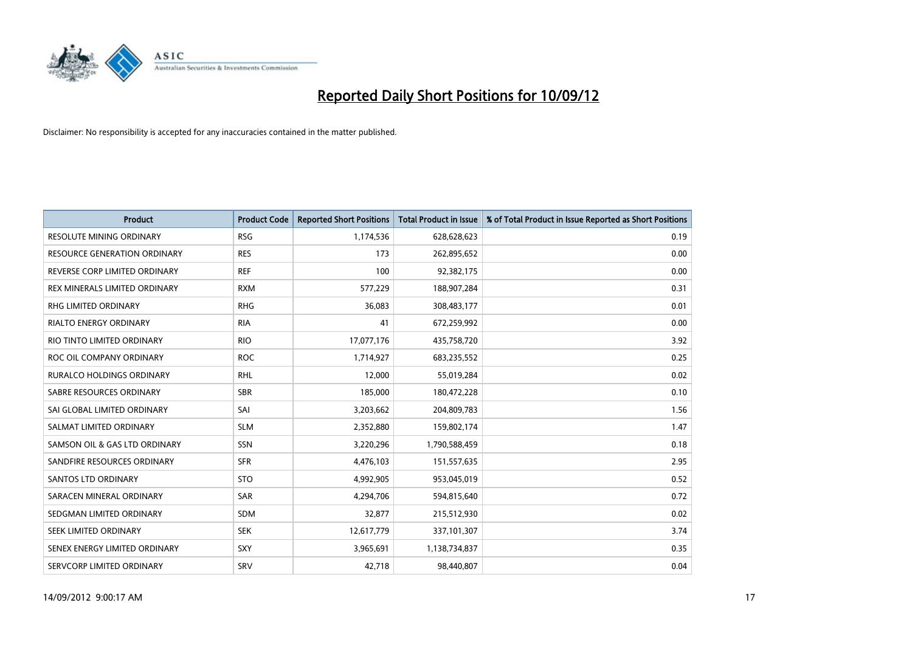# Reported Daily Short Positions for 10/09/12

Disclaimer: No responsibility is accepted for any inaccuracies contained in the matter published.

| Product | Product Code | Reported Short Positions | Total Product in Issue | % of Total Product in Issue Reported as Short Positions |
|---|---|---|---|---|
| RESOLUTE MINING ORDINARY | RSG | 1,174,536 | 628,628,623 | 0.19 |
| RESOURCE GENERATION ORDINARY | RES | 173 | 262,895,652 | 0.00 |
| REVERSE CORP LIMITED ORDINARY | REF | 100 | 92,382,175 | 0.00 |
| REX MINERALS LIMITED ORDINARY | RXM | 577,229 | 188,907,284 | 0.31 |
| RHG LIMITED ORDINARY | RHG | 36,083 | 308,483,177 | 0.01 |
| RIALTO ENERGY ORDINARY | RIA | 41 | 672,259,992 | 0.00 |
| RIO TINTO LIMITED ORDINARY | RIO | 17,077,176 | 435,758,720 | 3.92 |
| ROC OIL COMPANY ORDINARY | ROC | 1,714,927 | 683,235,552 | 0.25 |
| RURALCO HOLDINGS ORDINARY | RHL | 12,000 | 55,019,284 | 0.02 |
| SABRE RESOURCES ORDINARY | SBR | 185,000 | 180,472,228 | 0.10 |
| SAI GLOBAL LIMITED ORDINARY | SAI | 3,203,662 | 204,809,783 | 1.56 |
| SALMAT LIMITED ORDINARY | SLM | 2,352,880 | 159,802,174 | 1.47 |
| SAMSON OIL & GAS LTD ORDINARY | SSN | 3,220,296 | 1,790,588,459 | 0.18 |
| SANDFIRE RESOURCES ORDINARY | SFR | 4,476,103 | 151,557,635 | 2.95 |
| SANTOS LTD ORDINARY | STO | 4,992,905 | 953,045,019 | 0.52 |
| SARACEN MINERAL ORDINARY | SAR | 4,294,706 | 594,815,640 | 0.72 |
| SEDGMAN LIMITED ORDINARY | SDM | 32,877 | 215,512,930 | 0.02 |
| SEEK LIMITED ORDINARY | SEK | 12,617,779 | 337,101,307 | 3.74 |
| SENEX ENERGY LIMITED ORDINARY | SXY | 3,965,691 | 1,138,734,837 | 0.35 |
| SERVCORP LIMITED ORDINARY | SRV | 42,718 | 98,440,807 | 0.04 |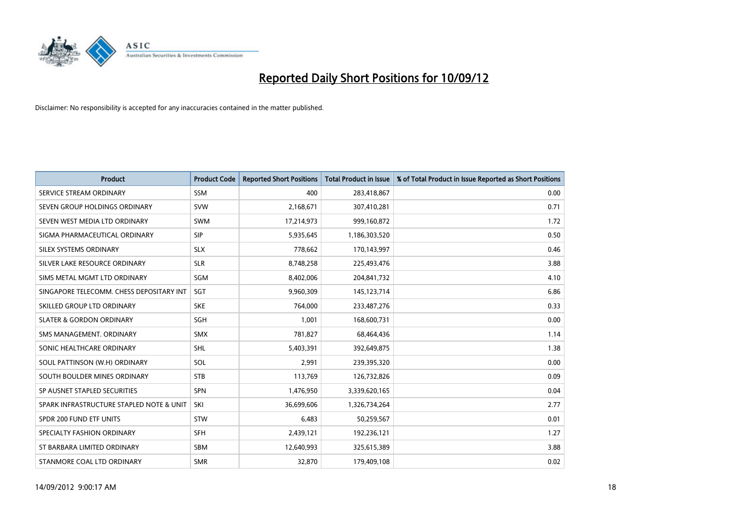# Reported Daily Short Positions for 10/09/12

Disclaimer: No responsibility is accepted for any inaccuracies contained in the matter published.

| Product | Product Code | Reported Short Positions | Total Product in Issue | % of Total Product in Issue Reported as Short Positions |
|---|---|---|---|---|
| SERVICE STREAM ORDINARY | SSM | 400 | 283,418,867 | 0.00 |
| SEVEN GROUP HOLDINGS ORDINARY | SVW | 2,168,671 | 307,410,281 | 0.71 |
| SEVEN WEST MEDIA LTD ORDINARY | SWM | 17,214,973 | 999,160,872 | 1.72 |
| SIGMA PHARMACEUTICAL ORDINARY | SIP | 5,935,645 | 1,186,303,520 | 0.50 |
| SILEX SYSTEMS ORDINARY | SLX | 778,662 | 170,143,997 | 0.46 |
| SILVER LAKE RESOURCE ORDINARY | SLR | 8,748,258 | 225,493,476 | 3.88 |
| SIMS METAL MGMT LTD ORDINARY | SGM | 8,402,006 | 204,841,732 | 4.10 |
| SINGAPORE TELECOMM. CHESS DEPOSITARY INT | SGT | 9,960,309 | 145,123,714 | 6.86 |
| SKILLED GROUP LTD ORDINARY | SKE | 764,000 | 233,487,276 | 0.33 |
| SLATER & GORDON ORDINARY | SGH | 1,001 | 168,600,731 | 0.00 |
| SMS MANAGEMENT. ORDINARY | SMX | 781,827 | 68,464,436 | 1.14 |
| SONIC HEALTHCARE ORDINARY | SHL | 5,403,391 | 392,649,875 | 1.38 |
| SOUL PATTINSON (W.H) ORDINARY | SOL | 2,991 | 239,395,320 | 0.00 |
| SOUTH BOULDER MINES ORDINARY | STB | 113,769 | 126,732,826 | 0.09 |
| SP AUSNET STAPLED SECURITIES | SPN | 1,476,950 | 3,339,620,165 | 0.04 |
| SPARK INFRASTRUCTURE STAPLED NOTE & UNIT | SKI | 36,699,606 | 1,326,734,264 | 2.77 |
| SPDR 200 FUND ETF UNITS | STW | 6,483 | 50,259,567 | 0.01 |
| SPECIALTY FASHION ORDINARY | SFH | 2,439,121 | 192,236,121 | 1.27 |
| ST BARBARA LIMITED ORDINARY | SBM | 12,640,993 | 325,615,389 | 3.88 |
| STANMORE COAL LTD ORDINARY | SMR | 32,870 | 179,409,108 | 0.02 |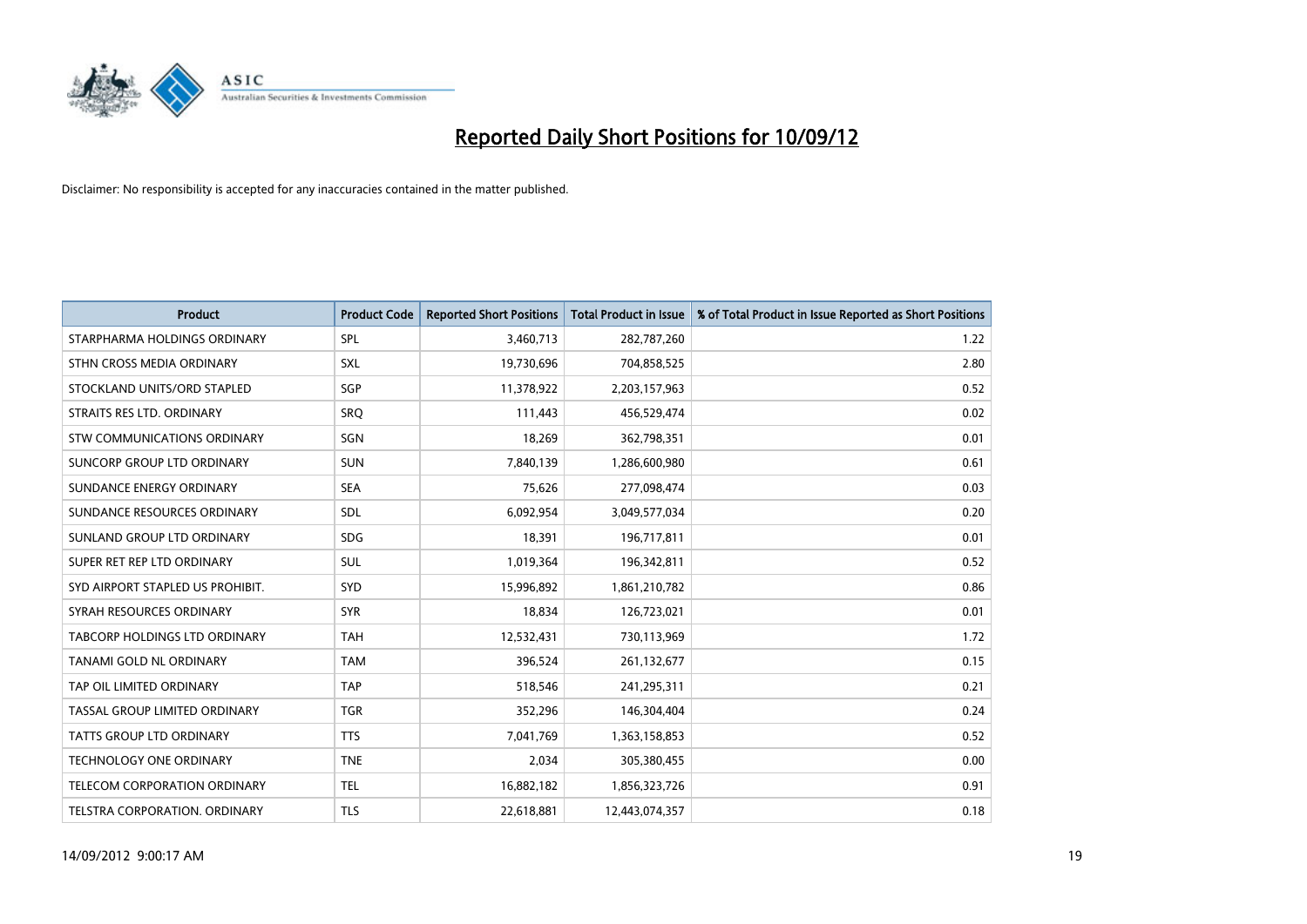# Reported Daily Short Positions for 10/09/12

Disclaimer: No responsibility is accepted for any inaccuracies contained in the matter published.

| Product | Product Code | Reported Short Positions | Total Product in Issue | % of Total Product in Issue Reported as Short Positions |
|---|---|---|---|---|
| STARPHARMA HOLDINGS ORDINARY | SPL | 3,460,713 | 282,787,260 | 1.22 |
| STHN CROSS MEDIA ORDINARY | SXL | 19,730,696 | 704,858,525 | 2.80 |
| STOCKLAND UNITS/ORD STAPLED | SGP | 11,378,922 | 2,203,157,963 | 0.52 |
| STRAITS RES LTD. ORDINARY | SRQ | 111,443 | 456,529,474 | 0.02 |
| STW COMMUNICATIONS ORDINARY | SGN | 18,269 | 362,798,351 | 0.01 |
| SUNCORP GROUP LTD ORDINARY | SUN | 7,840,139 | 1,286,600,980 | 0.61 |
| SUNDANCE ENERGY ORDINARY | SEA | 75,626 | 277,098,474 | 0.03 |
| SUNDANCE RESOURCES ORDINARY | SDL | 6,092,954 | 3,049,577,034 | 0.20 |
| SUNLAND GROUP LTD ORDINARY | SDG | 18,391 | 196,717,811 | 0.01 |
| SUPER RET REP LTD ORDINARY | SUL | 1,019,364 | 196,342,811 | 0.52 |
| SYD AIRPORT STAPLED US PROHIBIT. | SYD | 15,996,892 | 1,861,210,782 | 0.86 |
| SYRAH RESOURCES ORDINARY | SYR | 18,834 | 126,723,021 | 0.01 |
| TABCORP HOLDINGS LTD ORDINARY | TAH | 12,532,431 | 730,113,969 | 1.72 |
| TANAMI GOLD NL ORDINARY | TAM | 396,524 | 261,132,677 | 0.15 |
| TAP OIL LIMITED ORDINARY | TAP | 518,546 | 241,295,311 | 0.21 |
| TASSAL GROUP LIMITED ORDINARY | TGR | 352,296 | 146,304,404 | 0.24 |
| TATTS GROUP LTD ORDINARY | TTS | 7,041,769 | 1,363,158,853 | 0.52 |
| TECHNOLOGY ONE ORDINARY | TNE | 2,034 | 305,380,455 | 0.00 |
| TELECOM CORPORATION ORDINARY | TEL | 16,882,182 | 1,856,323,726 | 0.91 |
| TELSTRA CORPORATION. ORDINARY | TLS | 22,618,881 | 12,443,074,357 | 0.18 |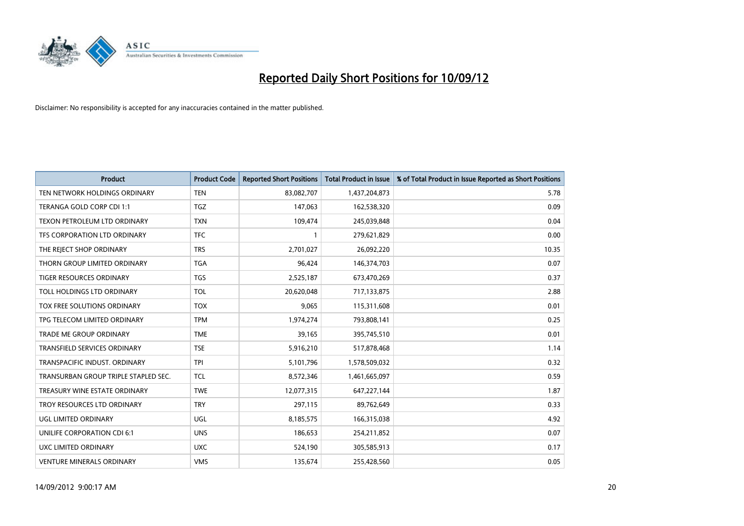# Reported Daily Short Positions for 10/09/12

Disclaimer: No responsibility is accepted for any inaccuracies contained in the matter published.

| Product | Product Code | Reported Short Positions | Total Product in Issue | % of Total Product in Issue Reported as Short Positions |
|---|---|---|---|---|
| TEN NETWORK HOLDINGS ORDINARY | TEN | 83,082,707 | 1,437,204,873 | 5.78 |
| TERANGA GOLD CORP CDI 1:1 | TGZ | 147,063 | 162,538,320 | 0.09 |
| TEXON PETROLEUM LTD ORDINARY | TXN | 109,474 | 245,039,848 | 0.04 |
| TFS CORPORATION LTD ORDINARY | TFC | 1 | 279,621,829 | 0.00 |
| THE REJECT SHOP ORDINARY | TRS | 2,701,027 | 26,092,220 | 10.35 |
| THORN GROUP LIMITED ORDINARY | TGA | 96,424 | 146,374,703 | 0.07 |
| TIGER RESOURCES ORDINARY | TGS | 2,525,187 | 673,470,269 | 0.37 |
| TOLL HOLDINGS LTD ORDINARY | TOL | 20,620,048 | 717,133,875 | 2.88 |
| TOX FREE SOLUTIONS ORDINARY | TOX | 9,065 | 115,311,608 | 0.01 |
| TPG TELECOM LIMITED ORDINARY | TPM | 1,974,274 | 793,808,141 | 0.25 |
| TRADE ME GROUP ORDINARY | TME | 39,165 | 395,745,510 | 0.01 |
| TRANSFIELD SERVICES ORDINARY | TSE | 5,916,210 | 517,878,468 | 1.14 |
| TRANSPACIFIC INDUST. ORDINARY | TPI | 5,101,796 | 1,578,509,032 | 0.32 |
| TRANSURBAN GROUP TRIPLE STAPLED SEC. | TCL | 8,572,346 | 1,461,665,097 | 0.59 |
| TREASURY WINE ESTATE ORDINARY | TWE | 12,077,315 | 647,227,144 | 1.87 |
| TROY RESOURCES LTD ORDINARY | TRY | 297,115 | 89,762,649 | 0.33 |
| UGL LIMITED ORDINARY | UGL | 8,185,575 | 166,315,038 | 4.92 |
| UNILIFE CORPORATION CDI 6:1 | UNS | 186,653 | 254,211,852 | 0.07 |
| UXC LIMITED ORDINARY | UXC | 524,190 | 305,585,913 | 0.17 |
| VENTURE MINERALS ORDINARY | VMS | 135,674 | 255,428,560 | 0.05 |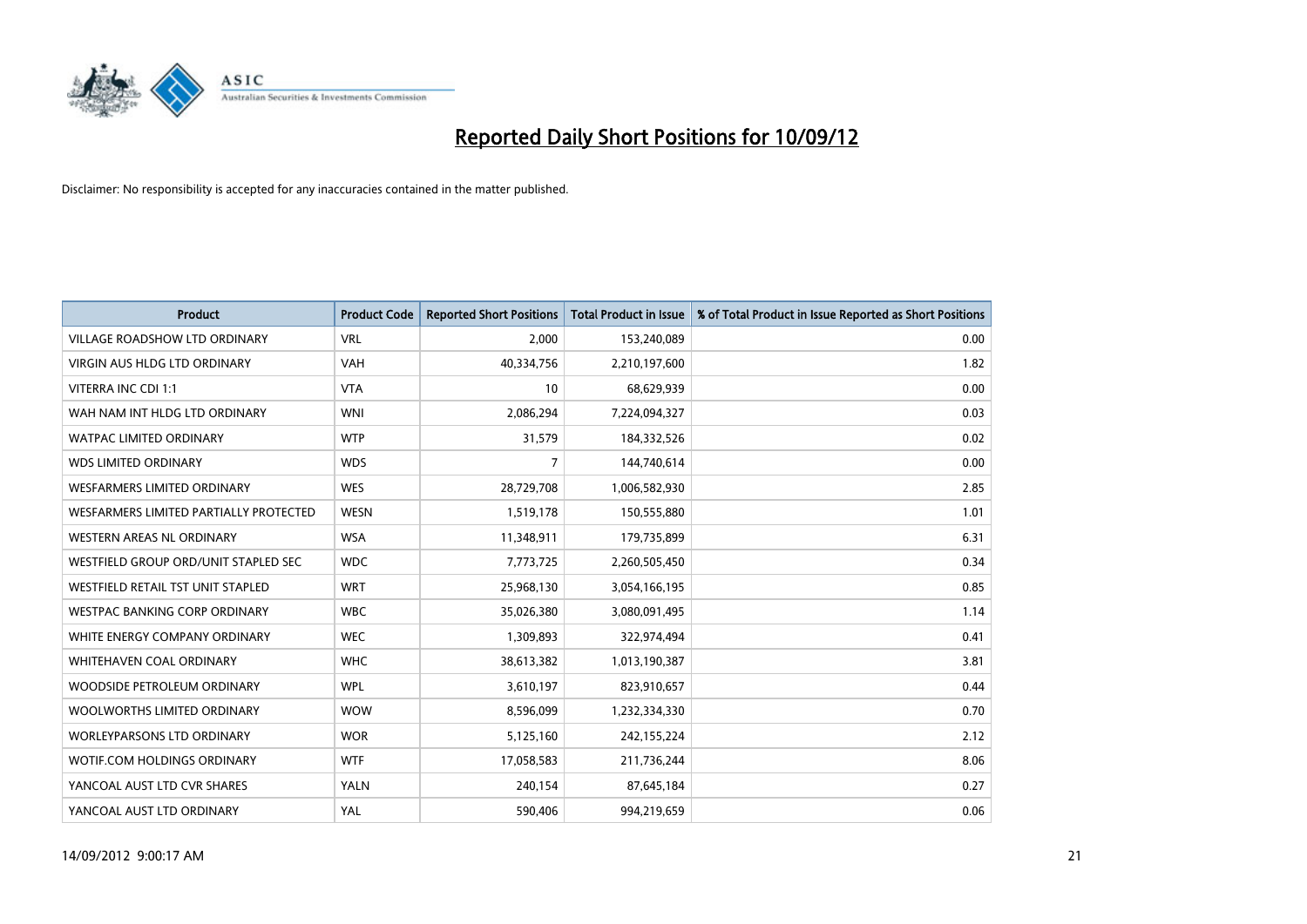# Reported Daily Short Positions for 10/09/12

Disclaimer: No responsibility is accepted for any inaccuracies contained in the matter published.

| Product | Product Code | Reported Short Positions | Total Product in Issue | % of Total Product in Issue Reported as Short Positions |
| --- | --- | --- | --- | --- |
| VILLAGE ROADSHOW LTD ORDINARY | VRL | 2,000 | 153,240,089 | 0.00 |
| VIRGIN AUS HLDG LTD ORDINARY | VAH | 40,334,756 | 2,210,197,600 | 1.82 |
| VITERRA INC CDI 1:1 | VTA | 10 | 68,629,939 | 0.00 |
| WAH NAM INT HLDG LTD ORDINARY | WNI | 2,086,294 | 7,224,094,327 | 0.03 |
| WATPAC LIMITED ORDINARY | WTP | 31,579 | 184,332,526 | 0.02 |
| WDS LIMITED ORDINARY | WDS | 7 | 144,740,614 | 0.00 |
| WESFARMERS LIMITED ORDINARY | WES | 28,729,708 | 1,006,582,930 | 2.85 |
| WESFARMERS LIMITED PARTIALLY PROTECTED | WESN | 1,519,178 | 150,555,880 | 1.01 |
| WESTERN AREAS NL ORDINARY | WSA | 11,348,911 | 179,735,899 | 6.31 |
| WESTFIELD GROUP ORD/UNIT STAPLED SEC | WDC | 7,773,725 | 2,260,505,450 | 0.34 |
| WESTFIELD RETAIL TST UNIT STAPLED | WRT | 25,968,130 | 3,054,166,195 | 0.85 |
| WESTPAC BANKING CORP ORDINARY | WBC | 35,026,380 | 3,080,091,495 | 1.14 |
| WHITE ENERGY COMPANY ORDINARY | WEC | 1,309,893 | 322,974,494 | 0.41 |
| WHITEHAVEN COAL ORDINARY | WHC | 38,613,382 | 1,013,190,387 | 3.81 |
| WOODSIDE PETROLEUM ORDINARY | WPL | 3,610,197 | 823,910,657 | 0.44 |
| WOOLWORTHS LIMITED ORDINARY | WOW | 8,596,099 | 1,232,334,330 | 0.70 |
| WORLEYPARSONS LTD ORDINARY | WOR | 5,125,160 | 242,155,224 | 2.12 |
| WOTIF.COM HOLDINGS ORDINARY | WTF | 17,058,583 | 211,736,244 | 8.06 |
| YANCOAL AUST LTD CVR SHARES | YALN | 240,154 | 87,645,184 | 0.27 |
| YANCOAL AUST LTD ORDINARY | YAL | 590,406 | 994,219,659 | 0.06 |